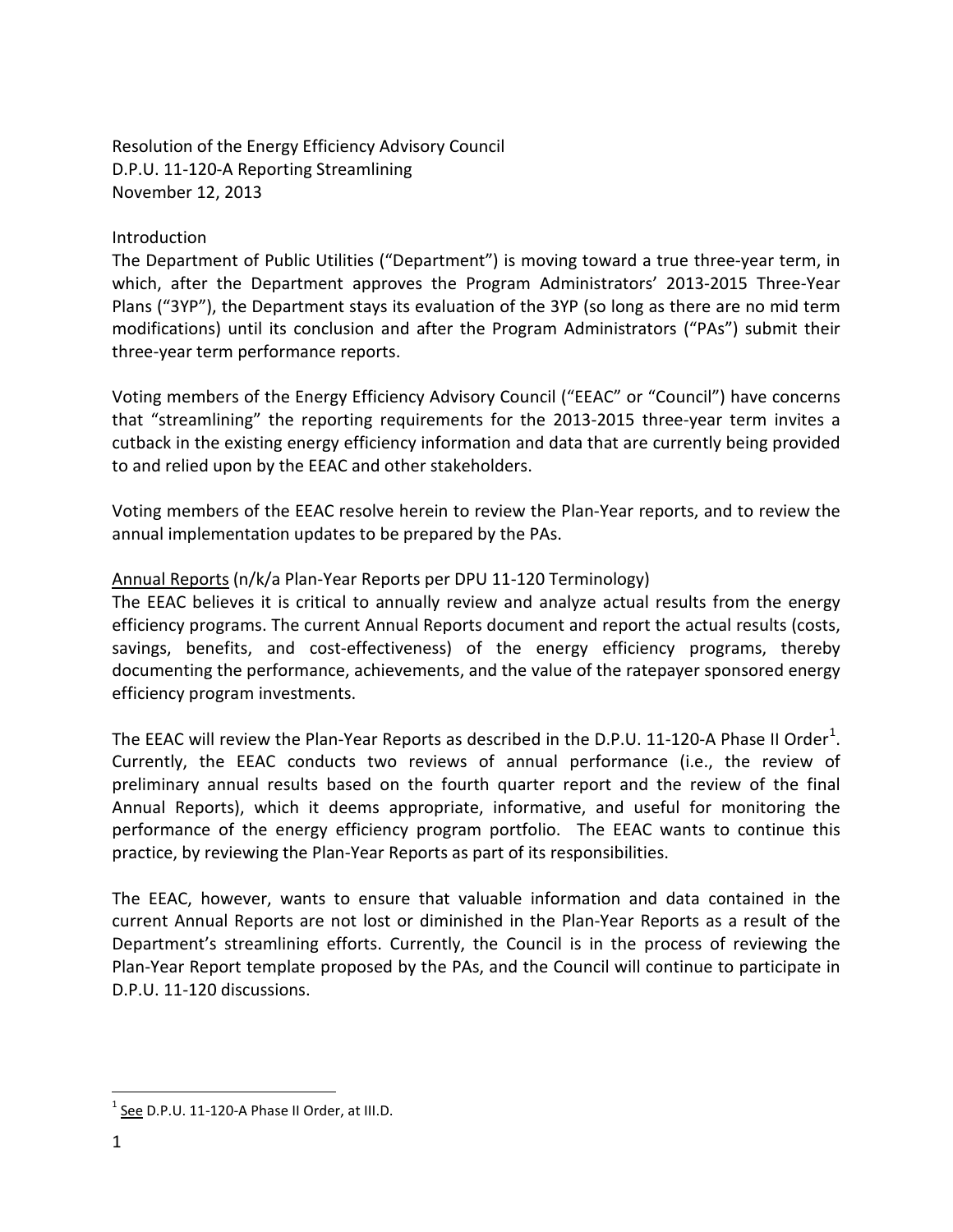Resolution of the Energy Efficiency Advisory Council
D.P.U. 11-120-A Reporting Streamlining
November 12, 2013

## Introduction

The Department of Public Utilities ("Department") is moving toward a true three-year term, in which, after the Department approves the Program Administrators' 2013-2015 Three-Year Plans ("3YP"), the Department stays its evaluation of the 3YP (so long as there are no mid term modifications) until its conclusion and after the Program Administrators ("PAs") submit their three-year term performance reports.

Voting members of the Energy Efficiency Advisory Council ("EEAC" or "Council") have concerns that "streamlining" the reporting requirements for the 2013-2015 three-year term invites a cutback in the existing energy efficiency information and data that are currently being provided to and relied upon by the EEAC and other stakeholders.

Voting members of the EEAC resolve herein to review the Plan-Year reports, and to review the annual implementation updates to be prepared by the PAs.

## Annual Reports (n/k/a Plan-Year Reports per DPU 11-120 Terminology)

The EEAC believes it is critical to annually review and analyze actual results from the energy efficiency programs. The current Annual Reports document and report the actual results (costs, savings, benefits, and cost-effectiveness) of the energy efficiency programs, thereby documenting the performance, achievements, and the value of the ratepayer sponsored energy efficiency program investments.

The EEAC will review the Plan-Year Reports as described in the D.P.U. 11-120-A Phase II Order[1]. Currently, the EEAC conducts two reviews of annual performance (i.e., the review of preliminary annual results based on the fourth quarter report and the review of the final Annual Reports), which it deems appropriate, informative, and useful for monitoring the performance of the energy efficiency program portfolio. The EEAC wants to continue this practice, by reviewing the Plan-Year Reports as part of its responsibilities.

The EEAC, however, wants to ensure that valuable information and data contained in the current Annual Reports are not lost or diminished in the Plan-Year Reports as a result of the Department's streamlining efforts. Currently, the Council is in the process of reviewing the Plan-Year Report template proposed by the PAs, and the Council will continue to participate in D.P.U. 11-120 discussions.

---

[1] See D.P.U. 11-120-A Phase II Order, at III.D.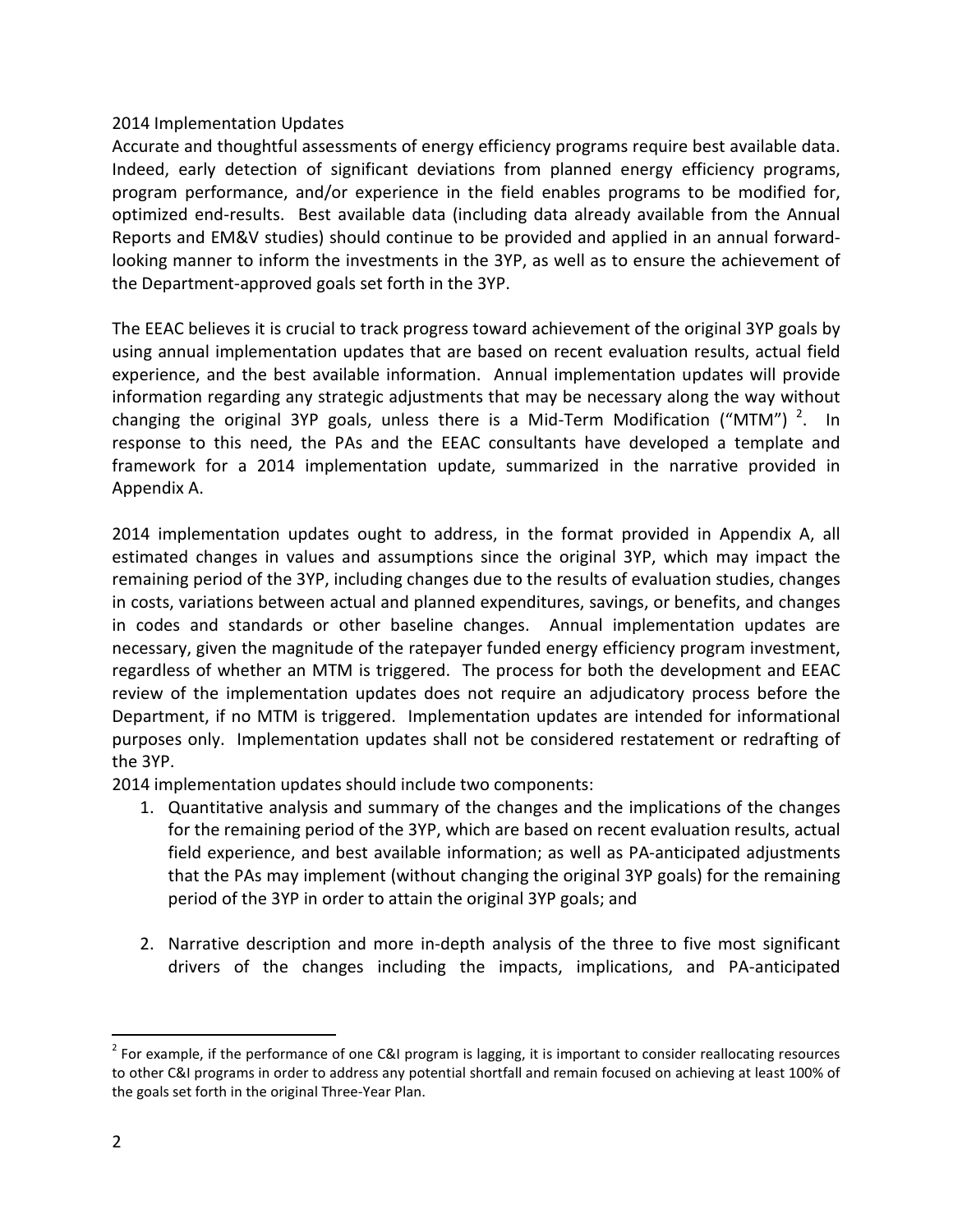## 2014 Implementation Updates

Accurate and thoughtful assessments of energy efficiency programs require best available data. Indeed, early detection of significant deviations from planned energy efficiency programs, program performance, and/or experience in the field enables programs to be modified for, optimized end-results. Best available data (including data already available from the Annual Reports and EM&V studies) should continue to be provided and applied in an annual forward-looking manner to inform the investments in the 3YP, as well as to ensure the achievement of the Department-approved goals set forth in the 3YP.

The EEAC believes it is crucial to track progress toward achievement of the original 3YP goals by using annual implementation updates that are based on recent evaluation results, actual field experience, and the best available information. Annual implementation updates will provide information regarding any strategic adjustments that may be necessary along the way without changing the original 3YP goals, unless there is a Mid-Term Modification ("MTM") [2]. In response to this need, the PAs and the EEAC consultants have developed a template and framework for a 2014 implementation update, summarized in the narrative provided in Appendix A.

2014 implementation updates ought to address, in the format provided in Appendix A, all estimated changes in values and assumptions since the original 3YP, which may impact the remaining period of the 3YP, including changes due to the results of evaluation studies, changes in costs, variations between actual and planned expenditures, savings, or benefits, and changes in codes and standards or other baseline changes. Annual implementation updates are necessary, given the magnitude of the ratepayer funded energy efficiency program investment, regardless of whether an MTM is triggered. The process for both the development and EEAC review of the implementation updates does not require an adjudicatory process before the Department, if no MTM is triggered. Implementation updates are intended for informational purposes only. Implementation updates shall not be considered restatement or redrafting of the 3YP.

2014 implementation updates should include two components:

1. Quantitative analysis and summary of the changes and the implications of the changes for the remaining period of the 3YP, which are based on recent evaluation results, actual field experience, and best available information; as well as PA-anticipated adjustments that the PAs may implement (without changing the original 3YP goals) for the remaining period of the 3YP in order to attain the original 3YP goals; and

2. Narrative description and more in-depth analysis of the three to five most significant drivers of the changes including the impacts, implications, and PA-anticipated

[2] For example, if the performance of one C&I program is lagging, it is important to consider reallocating resources to other C&I programs in order to address any potential shortfall and remain focused on achieving at least 100% of the goals set forth in the original Three-Year Plan.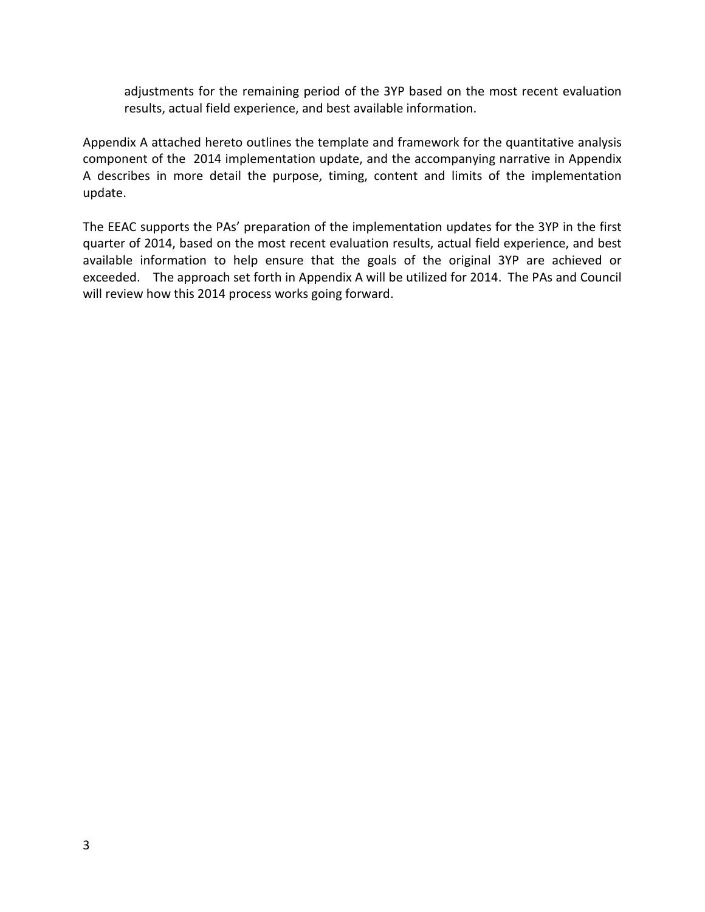adjustments for the remaining period of the 3YP based on the most recent evaluation results, actual field experience, and best available information.

Appendix A attached hereto outlines the template and framework for the quantitative analysis component of the 2014 implementation update, and the accompanying narrative in Appendix A describes in more detail the purpose, timing, content and limits of the implementation update.

The EEAC supports the PAs' preparation of the implementation updates for the 3YP in the first quarter of 2014, based on the most recent evaluation results, actual field experience, and best available information to help ensure that the goals of the original 3YP are achieved or exceeded. The approach set forth in Appendix A will be utilized for 2014. The PAs and Council will review how this 2014 process works going forward.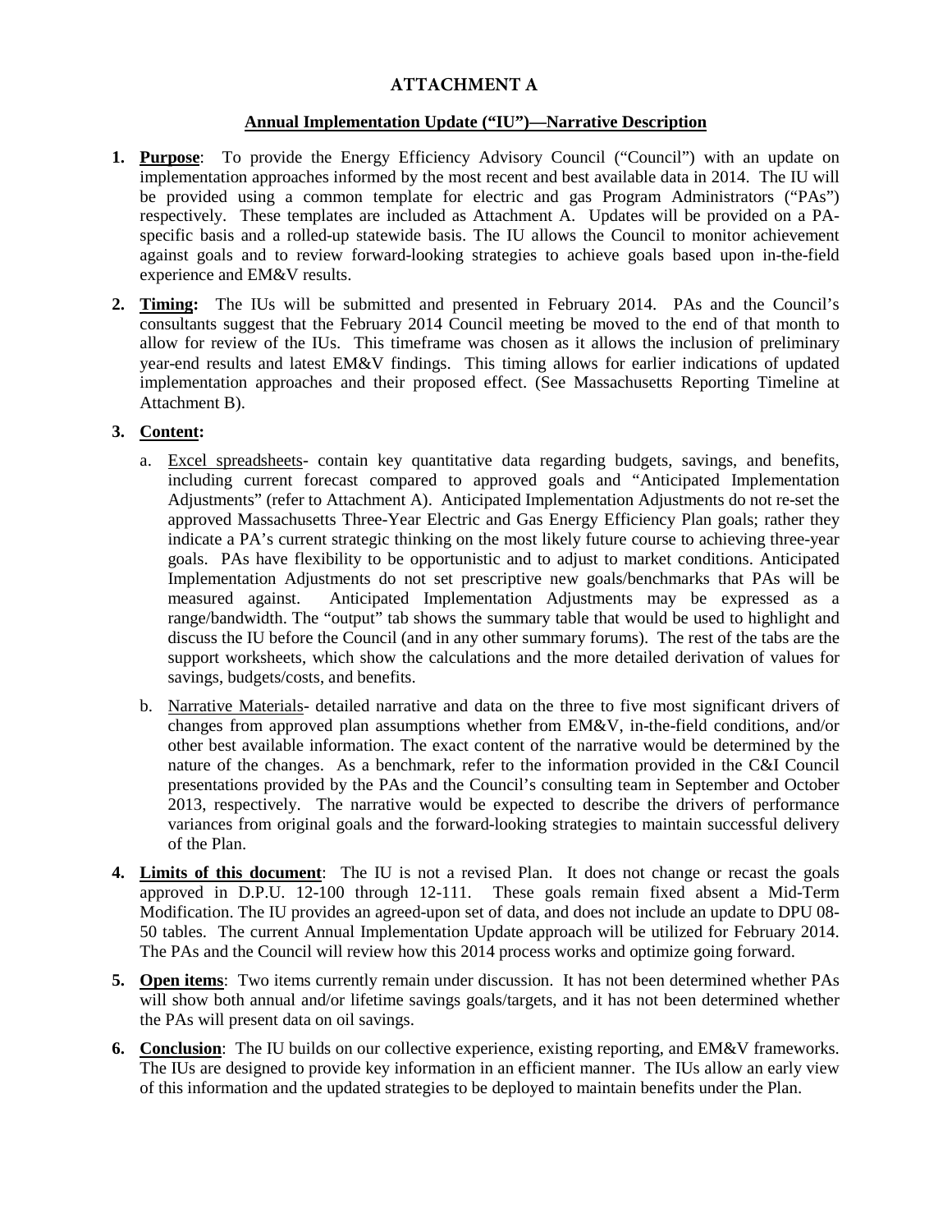# ATTACHMENT A

## Annual Implementation Update ("IU")—Narrative Description

1. **Purpose**: To provide the Energy Efficiency Advisory Council ("Council") with an update on implementation approaches informed by the most recent and best available data in 2014. The IU will be provided using a common template for electric and gas Program Administrators ("PAs") respectively. These templates are included as Attachment A. Updates will be provided on a PA-specific basis and a rolled-up statewide basis. The IU allows the Council to monitor achievement against goals and to review forward-looking strategies to achieve goals based upon in-the-field experience and EM&V results.

2. **Timing:** The IUs will be submitted and presented in February 2014. PAs and the Council's consultants suggest that the February 2014 Council meeting be moved to the end of that month to allow for review of the IUs. This timeframe was chosen as it allows the inclusion of preliminary year-end results and latest EM&V findings. This timing allows for earlier indications of updated implementation approaches and their proposed effect. (See Massachusetts Reporting Timeline at Attachment B).

3. **Content:**

   a. Excel spreadsheets- contain key quantitative data regarding budgets, savings, and benefits, including current forecast compared to approved goals and "Anticipated Implementation Adjustments" (refer to Attachment A). Anticipated Implementation Adjustments do not re-set the approved Massachusetts Three-Year Electric and Gas Energy Efficiency Plan goals; rather they indicate a PA's current strategic thinking on the most likely future course to achieving three-year goals. PAs have flexibility to be opportunistic and to adjust to market conditions. Anticipated Implementation Adjustments do not set prescriptive new goals/benchmarks that PAs will be measured against. Anticipated Implementation Adjustments may be expressed as a range/bandwidth. The "output" tab shows the summary table that would be used to highlight and discuss the IU before the Council (and in any other summary forums). The rest of the tabs are the support worksheets, which show the calculations and the more detailed derivation of values for savings, budgets/costs, and benefits.

   b. Narrative Materials- detailed narrative and data on the three to five most significant drivers of changes from approved plan assumptions whether from EM&V, in-the-field conditions, and/or other best available information. The exact content of the narrative would be determined by the nature of the changes. As a benchmark, refer to the information provided in the C&I Council presentations provided by the PAs and the Council's consulting team in September and October 2013, respectively. The narrative would be expected to describe the drivers of performance variances from original goals and the forward-looking strategies to maintain successful delivery of the Plan.

4. **Limits of this document**: The IU is not a revised Plan. It does not change or recast the goals approved in D.P.U. 12-100 through 12-111. These goals remain fixed absent a Mid-Term Modification. The IU provides an agreed-upon set of data, and does not include an update to DPU 08-50 tables. The current Annual Implementation Update approach will be utilized for February 2014. The PAs and the Council will review how this 2014 process works and optimize going forward.

5. **Open items**: Two items currently remain under discussion. It has not been determined whether PAs will show both annual and/or lifetime savings goals/targets, and it has not been determined whether the PAs will present data on oil savings.

6. **Conclusion**: The IU builds on our collective experience, existing reporting, and EM&V frameworks. The IUs are designed to provide key information in an efficient manner. The IUs allow an early view of this information and the updated strategies to be deployed to maintain benefits under the Plan.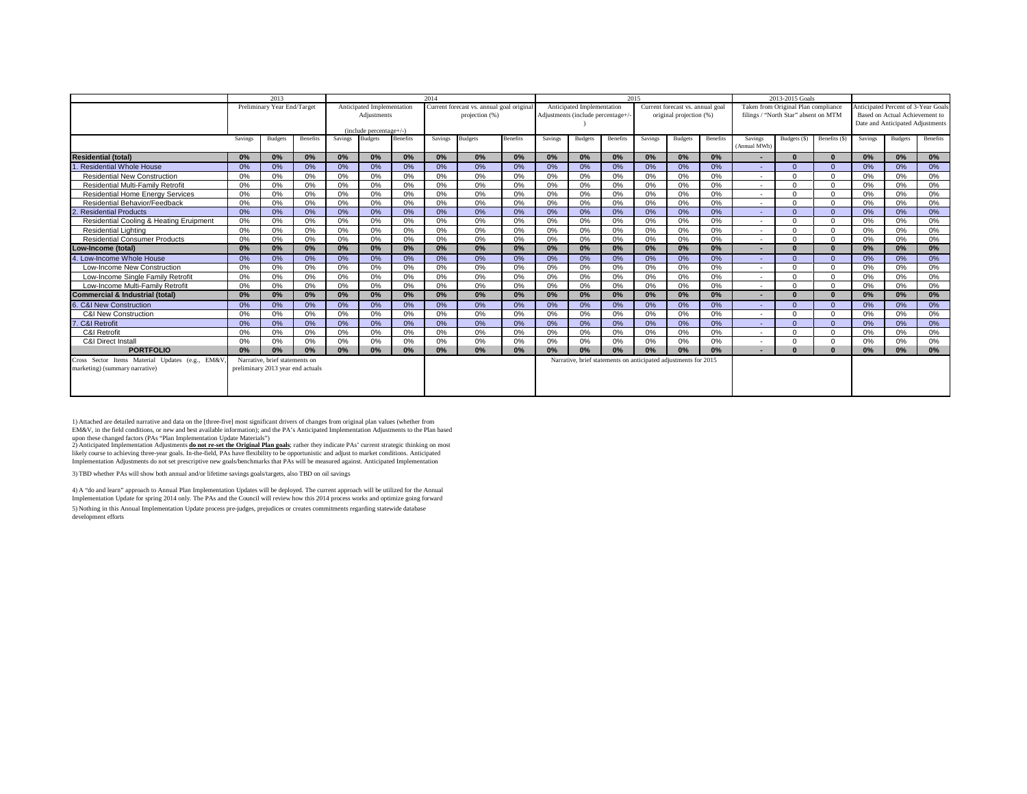| | 2013 | | | 2014 | | | | | | 2015 | | | | | | 2013-2015 Goals | | | | | |
|---|---|---|---|---|---|---|---|---|---|---|---|---|---|---|---|---|---|---|---|---|---|
| | Preliminary Year End/Target | | | Anticipated Implementation Adjustments (include percentage+/-) | | | Current forecast vs. annual goal original projection (%) | | | Anticipated Implementation Adjustments (include percentage+/-) | | | Current forecast vs. annual goal original projection (%) | | | Taken from Original Plan compliance filings / "North Star" absent on MTM | | | Anticipated Percent of 3-Year Goals Based on Actual Achievement to Date and Anticipated Adjustments | | |
| | Savings | Budgets | Benefits | Savings | Budgets | Benefits | Savings | Budgets | Benefits | Savings | Budgets | Benefits | Savings | Budgets | Benefits | Savings (Annual MWh) | Budgets ($) | Benefits ($) | Savings | Budgets | Benefits |
| **Residential (total)** | **0%** | **0%** | **0%** | **0%** | **0%** | **0%** | **0%** | **0%** | **0%** | **0%** | **0%** | **0%** | **0%** | **0%** | **0%** | **-** | **0** | **0** | **0%** | **0%** | **0%** |
| 1. Residential Whole House | 0% | 0% | 0% | 0% | 0% | 0% | 0% | 0% | 0% | 0% | 0% | 0% | 0% | 0% | 0% | - | 0 | 0 | 0% | 0% | 0% |
| Residential New Construction | 0% | 0% | 0% | 0% | 0% | 0% | 0% | 0% | 0% | 0% | 0% | 0% | 0% | 0% | 0% | - | 0 | 0 | 0% | 0% | 0% |
| Residential Multi-Family Retrofit | 0% | 0% | 0% | 0% | 0% | 0% | 0% | 0% | 0% | 0% | 0% | 0% | 0% | 0% | 0% | - | 0 | 0 | 0% | 0% | 0% |
| Residential Home Energy Services | 0% | 0% | 0% | 0% | 0% | 0% | 0% | 0% | 0% | 0% | 0% | 0% | 0% | 0% | 0% | - | 0 | 0 | 0% | 0% | 0% |
| Residential Behavior/Feedback | 0% | 0% | 0% | 0% | 0% | 0% | 0% | 0% | 0% | 0% | 0% | 0% | 0% | 0% | 0% | - | 0 | 0 | 0% | 0% | 0% |
| 2. Residential Products | 0% | 0% | 0% | 0% | 0% | 0% | 0% | 0% | 0% | 0% | 0% | 0% | 0% | 0% | 0% | - | 0 | 0 | 0% | 0% | 0% |
| Residential Cooling & Heating Eruipment | 0% | 0% | 0% | 0% | 0% | 0% | 0% | 0% | 0% | 0% | 0% | 0% | 0% | 0% | 0% | - | 0 | 0 | 0% | 0% | 0% |
| Residential Lighting | 0% | 0% | 0% | 0% | 0% | 0% | 0% | 0% | 0% | 0% | 0% | 0% | 0% | 0% | 0% | - | 0 | 0 | 0% | 0% | 0% |
| Residential Consumer Products | 0% | 0% | 0% | 0% | 0% | 0% | 0% | 0% | 0% | 0% | 0% | 0% | 0% | 0% | 0% | - | 0 | 0 | 0% | 0% | 0% |
| **Low-Income (total)** | **0%** | **0%** | **0%** | **0%** | **0%** | **0%** | **0%** | **0%** | **0%** | **0%** | **0%** | **0%** | **0%** | **0%** | **0%** | **-** | **0** | **0** | **0%** | **0%** | **0%** |
| 4. Low-Income Whole House | 0% | 0% | 0% | 0% | 0% | 0% | 0% | 0% | 0% | 0% | 0% | 0% | 0% | 0% | 0% | - | 0 | 0 | 0% | 0% | 0% |
| Low-Income New Construction | 0% | 0% | 0% | 0% | 0% | 0% | 0% | 0% | 0% | 0% | 0% | 0% | 0% | 0% | 0% | - | 0 | 0 | 0% | 0% | 0% |
| Low-Income Single Family Retrofit | 0% | 0% | 0% | 0% | 0% | 0% | 0% | 0% | 0% | 0% | 0% | 0% | 0% | 0% | 0% | - | 0 | 0 | 0% | 0% | 0% |
| Low-Income Multi-Family Retrofit | 0% | 0% | 0% | 0% | 0% | 0% | 0% | 0% | 0% | 0% | 0% | 0% | 0% | 0% | 0% | - | 0 | 0 | 0% | 0% | 0% |
| **Commercial & Industrial (total)** | **0%** | **0%** | **0%** | **0%** | **0%** | **0%** | **0%** | **0%** | **0%** | **0%** | **0%** | **0%** | **0%** | **0%** | **0%** | **-** | **0** | **0** | **0%** | **0%** | **0%** |
| 6. C&I New Construction | 0% | 0% | 0% | 0% | 0% | 0% | 0% | 0% | 0% | 0% | 0% | 0% | 0% | 0% | 0% | - | 0 | 0 | 0% | 0% | 0% |
| C&I New Construction | 0% | 0% | 0% | 0% | 0% | 0% | 0% | 0% | 0% | 0% | 0% | 0% | 0% | 0% | 0% | - | 0 | 0 | 0% | 0% | 0% |
| 7. C&I Retrofit | 0% | 0% | 0% | 0% | 0% | 0% | 0% | 0% | 0% | 0% | 0% | 0% | 0% | 0% | 0% | - | 0 | 0 | 0% | 0% | 0% |
| C&I Retrofit | 0% | 0% | 0% | 0% | 0% | 0% | 0% | 0% | 0% | 0% | 0% | 0% | 0% | 0% | 0% | - | 0 | 0 | 0% | 0% | 0% |
| C&I Direct Install | 0% | 0% | 0% | 0% | 0% | 0% | 0% | 0% | 0% | 0% | 0% | 0% | 0% | 0% | 0% | - | 0 | 0 | 0% | 0% | 0% |
| **PORTFOLIO** | **0%** | **0%** | **0%** | **0%** | **0%** | **0%** | **0%** | **0%** | **0%** | **0%** | **0%** | **0%** | **0%** | **0%** | **0%** | **-** | **0** | **0** | **0%** | **0%** | **0%** |
| Cross Sector Items Material Updates (e.g., EM&V, marketing) (summary narrative) | Narrative, brief statements on preliminary 2013 year end actuals | | | | | | | | | Narrative, brief statements on anticipated adjustments for 2015 | | | | | | | | | | | |

1) Attached are detailed narrative and data on the [three-five] most significant drivers of changes from original plan values (whether from EM&V, in the field conditions, or new and best available information); and the PA's Anticipated Implementation Adjustments to the Plan based upon these changed factors (PAs "Plan Implementation Update Materials")

2) Anticipated Implementation Adjustments **do not re-set the Original Plan goals**; rather they indicate PAs' current strategic thinking on most likely course to achieving three-year goals. In-the-field, PAs have flexibility to be opportunistic and adjust to market conditions. Anticipated Implementation Adjustments do not set prescriptive new goals/benchmarks that PAs will be measured against. Anticipated Implementation

3) TBD whether PAs will show both annual and/or lifetime savings goals/targets, also TBD on oil savings

4) A "do and learn" approach to Annual Plan Implementation Updates will be deployed. The current approach will be utilized for the Annual Implementation Update for spring 2014 only. The PAs and the Council will review how this 2014 process works and optimize going forward

5) Nothing in this Annual Implementation Update process pre-judges, prejudices or creates commitments regarding statewide database development efforts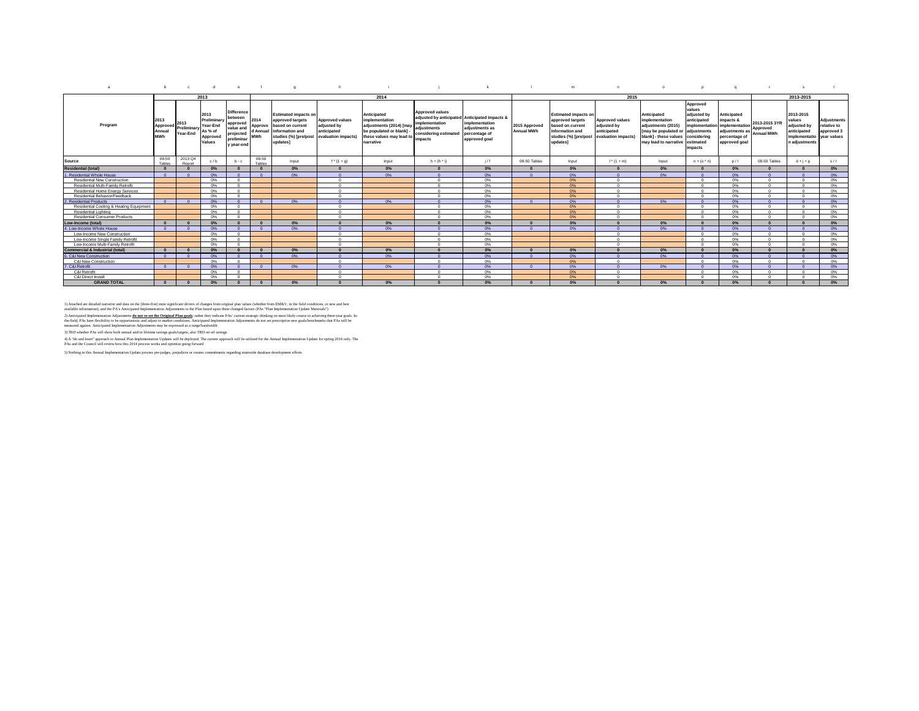| a | b | c | d | e | f | g | h | i | j | k | l | m | n | o | p | q | r | s | t |
|---|---|---|---|---|---|---|---|---|---|---|---|---|---|---|---|---|---|---|---|
| | 2013 | | | | 2014 | | | | | | 2015 | | | | | | 2013-2015 | | |
| Program | 2013 Approved Annual MWh | 2013 Preliminary Year-End | 2013 Preliminary Year-End As % of Approved Values | Difference between approved value and projected preliminary year-end | 2014 Approved Annual MWh | Estimated impacts on approved targets based on current information and studies (%) [pre/post updates] | Approved values adjusted by anticipated evaluation impacts) | Anticipated implementation adjustments (2014) [may be populated or blank] - these values may lead to narrative | Approved values adjusted by anticipated implementation adjustments considering estimated impacts | Anticipated impacts & implementation adjustments as percentage of approved goal | 2015 Approved Annual MWh | Estimated impacts on approved targets based on current information and studies (%) [pre/post updates] | Approved values adjusted by anticipated evaluation impacts) | Anticipated implementation adjustments (2015) [may be populated or blank] - these values may lead to narrative | Approved values adjusted by anticipated implementation adjustments considering estimated impacts | Anticipated impacts & implementation adjustments as percentage of approved goal | 2013-2015 3YR Approved Annual MWh | 2013-2015 values adjusted by anticipated implementation adjustments | Adjustments relative to approved 3 year values |
| Source | 08-50 Tables | 2013 Q4 Report | c / b | b - c | 08-50 Tables | Input | f * (1 + g) | Input | h + (h * i) | j / f | 08-50 Tables | Input | l * (1 + m) | Input | n + (o * n) | p / l | 08-50 Tables | d + j + p | s / r |
| **Residential (total)** | **0** | **0** | **0%** | **0** | **0** | **0%** | **0** | **0%** | **0** | **0%** | **0** | **0%** | **0** | **0%** | **0** | **0%** | **0** | **0** | **0%** |
| 1. Residential Whole House | 0 | 0 | 0% | 0 | 0 | 0% | 0 | 0% | 0 | 0% | 0 | 0% | 0 | 0% | 0 | 0% | 0 | 0 | 0% |
| Residential New Construction | | | 0% | 0 | | | 0 | | 0 | 0% | | 0% | 0 | | 0 | 0% | 0 | 0 | 0% |
| Residential Multi-Family Retrofit | | | 0% | 0 | | | 0 | | 0 | 0% | | 0% | 0 | | 0 | 0% | 0 | 0 | 0% |
| Residential Home Energy Services | | | 0% | 0 | | | 0 | | 0 | 0% | | 0% | 0 | | 0 | 0% | 0 | 0 | 0% |
| Residential Behavior/Feedback | | | 0% | 0 | | | 0 | | 0 | 0% | | 0% | 0 | | 0 | 0% | 0 | 0 | 0% |
| 2. Residential Products | 0 | 0 | 0% | 0 | 0 | 0% | 0 | 0% | 0 | 0% | 0 | 0% | 0 | 0% | 0 | 0% | 0 | 0 | 0% |
| Residential Cooling & Heating Equipment | | | 0% | 0 | | | 0 | | 0 | 0% | | 0% | 0 | | 0 | 0% | 0 | 0 | 0% |
| Residential Lighting | | | 0% | 0 | | | 0 | | 0 | 0% | | 0% | 0 | | 0 | 0% | 0 | 0 | 0% |
| Residential Consumer Products | | | 0% | 0 | | | 0 | | 0 | 0% | | 0% | 0 | | 0 | 0% | 0 | 0 | 0% |
| **Low-Income (total)** | **0** | **0** | **0%** | **0** | **0** | **0%** | **0** | **0%** | **0** | **0%** | **0** | **0%** | **0** | **0%** | **0** | **0%** | **0** | **0** | **0%** |
| 4. Low-Income Whole House | 0 | 0 | 0% | 0 | 0 | 0% | 0 | 0% | 0 | 0% | 0 | 0% | 0 | 0% | 0 | 0% | 0 | 0 | 0% |
| Low-Income New Construction | | | 0% | 0 | | | 0 | | 0 | 0% | | | 0 | | 0 | 0% | 0 | 0 | 0% |
| Low-Income Single Family Retrofit | | | 0% | 0 | | | 0 | | 0 | 0% | | | 0 | | 0 | 0% | 0 | 0 | 0% |
| Low-Income Multi-Family Retrofit | | | 0% | 0 | | | 0 | | 0 | 0% | | | 0 | | 0 | 0% | 0 | 0 | 0% |
| **Commercial & Industrial (total)** | **0** | **0** | **0%** | **0** | **0** | **0%** | **0** | **0%** | **0** | **0%** | **0** | **0%** | **0** | **0%** | **0** | **0%** | **0** | **0** | **0%** |
| 6. C&I New Construction | 0 | 0 | 0% | 0 | 0 | 0% | 0 | 0% | 0 | 0% | 0 | 0% | 0 | 0% | 0 | 0% | 0 | 0 | 0% |
| C&I New Construction | | | 0% | 0 | | | 0 | | 0 | 0% | | 0% | 0 | | 0 | 0% | 0 | 0 | 0% |
| 7. C&I Retrofit | 0 | 0 | 0% | 0 | 0 | 0% | 0 | 0% | 0 | 0% | 0 | 0% | 0 | 0% | 0 | 0% | 0 | 0 | 0% |
| C&I Retrofit | | | 0% | 0 | | | 0 | | 0 | 0% | | 0% | 0 | | 0 | 0% | 0 | 0 | 0% |
| C&I Direct Install | | | 0% | 0 | | | 0 | | 0 | 0% | | 0% | 0 | | 0 | 0% | 0 | 0 | 0% |
| **GRAND TOTAL** | **0** | **0** | **0%** | **0** | **0** | **0%** | **0** | **0%** | **0** | **0%** | **0** | **0%** | **0** | **0%** | **0** | **0%** | **0** | **0** | **0%** |

1) Attached are detailed narrative and data on the [three-five] most significant drivers of changes from original plan values (whether from EM&V, in the field conditions, or new and best available information); and the PA's Anticipated Implementation Adjustments to the Plan based upon these changed factors (PAs "Plan Implementation Update Materials")

2) Anticipated Implementation Adjustments **do not re-set the Original Plan goals**; rather they indicate PAs' current strategic thinking on most likely course to achieving three-year goals. In-the-field, PAs have flexibility to be opportunistic and adjust to market conditions. Anticipated Implementation Adjustments do not set prescriptive new goals/benchmarks that PAs will be measured against. Anticipated Implementation Adjustments may be expressed as a range/bandwidth

3) TBD whether PAs will show both annual and/or lifetime savings goals/targets, also TBD on oil savings

4) A "do and learn" approach to Annual Plan Implementation Updates will be deployed. The current approach will be utilized for the Annual Implementation Update for spring 2014 only. The PAs and the Council will review how this 2014 process works and optimize going forward

5) Nothing in this Annual Implementation Update process pre-judges, prejudices or creates commitments regarding statewide database development efforts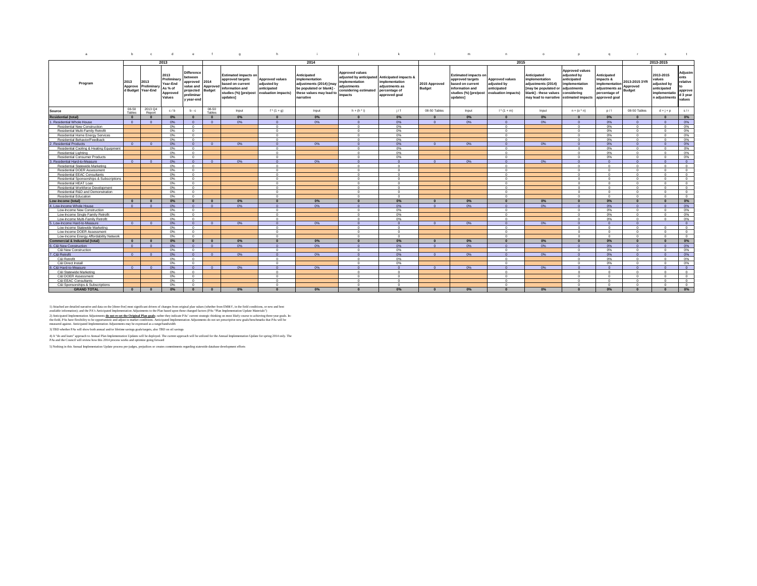| a | b | c | d | e | f | g | h | i | j | k | l | m | n | o | p | q | r | s | t |
|---|---|---|---|---|---|---|---|---|---|---|---|---|---|---|---|---|---|---|---|
| | 2013 | | | | 2014 | | | | | | 2015 | | | | | | 2013-2015 | | |
| Program | 2013 Approved Budget | 2013 Preliminary Year-End | 2013 Preliminary Year-End As % of Approved Values | Difference between approved value and projected preliminary year-end | 2014 Approved Budget | Estimated impacts on approved targets based on current information and studies (%) [pre/post updates] | Approved values adjusted by anticipated evaluation impacts) | Anticipated implementation adjustments (2014) [may be populated or blank] - these values may lead to narrative | Approved values adjusted by anticipated implementation adjustments considering estimated impacts | Anticipated impacts & implementation adjustments as percentage of approved goal | 2015 Approved Budget | Estimated impacts on approved targets based on current information and studies (%) [pre/post updates] | Approved values adjusted by anticipated evaluation impacts) | Anticipated implementation adjustments (2014) [may be populated or blank] - these values may lead to narrative | Approved values adjusted by anticipated implementation adjustments considering estimated impacts | Anticipated impacts & implementation adjustments as percentage of approved goal | 2013-2015 3YR Approved Budget | 2013-2015 values adjusted by anticipated implementation adjustments | Adjustments relative to approved 3 year values |
| Source | 08-50 Tables | 2013 Q4 Report | c / b | b - c | 08-50 Tables | Input | f * (1 + g) | Input | h + (h * i) | j / f | 08-50 Tables | Input | l * (1 + m) | Input | n + (o * n) | p / l | 08-50 Tables | d + j + p | s / r |
| **Residential (total)** | 0 | 0 | 0% | 0 | 0 | 0% | 0 | 0% | 0 | 0% | 0 | 0% | 0 | 0% | 0 | 0% | 0 | 0 | 0% |
| 1. Residential Whole House | 0 | 0 | 0% | 0 | 0 | 0% | 0 | 0% | 0 | 0% | 0 | 0% | 0 | 0% | 0 | 0% | 0 | 0 | 0% |
| Residential New Construction | | | 0% | 0 | | | 0 | | 0 | 0% | | | 0 | | 0 | 0% | 0 | 0 | 0% |
| Residential Multi-Family Retrofit | | | 0% | 0 | | | 0 | | 0 | 0% | | | 0 | | 0 | 0% | 0 | 0 | 0% |
| Residential Home Energy Services | | | 0% | 0 | | | 0 | | 0 | 0% | | | 0 | | 0 | 0% | 0 | 0 | 0% |
| Residential Behavior/Feedback | | | 0% | 0 | | | 0 | | 0 | 0% | | | 0 | | 0 | 0% | 0 | 0 | 0% |
| 2. Residential Products | 0 | 0 | 0% | 0 | 0 | 0% | 0 | 0% | 0 | 0% | 0 | 0% | 0 | 0% | 0 | 0% | 0 | 0 | 0% |
| Residential Cooling & Heating Equipment | | | 0% | 0 | | | 0 | | 0 | 0% | | | 0 | | 0 | 0% | 0 | 0 | 0% |
| Residential Lighting | | | 0% | 0 | | | 0 | | 0 | 0% | | | 0 | | 0 | 0% | 0 | 0 | 0% |
| Residential Consumer Products | | | 0% | 0 | | | 0 | | 0 | 0% | | | 0 | | 0 | 0% | 0 | 0 | 0% |
| 3. Residential Hard-to-Measure | 0 | 0 | 0% | 0 | 0 | 0% | 0 | 0% | 0 | 0 | 0 | 0% | 0 | 0% | 0 | 0 | 0 | 0 | 0 |
| Residential Statewide Marketing | | | 0% | 0 | | | 0 | | 0 | 0 | | | 0 | | 0 | 0 | 0 | 0 | 0 |
| Residential DOER Assessment | | | 0% | 0 | | | 0 | | 0 | 0 | | | 0 | | 0 | 0 | 0 | 0 | 0 |
| Residential EEAC Consultants | | | 0% | 0 | | | 0 | | 0 | 0 | | | 0 | | 0 | 0 | 0 | 0 | 0 |
| Residential Sponsorships & Subscriptions | | | 0% | 0 | | | 0 | | 0 | 0 | | | 0 | | 0 | 0 | 0 | 0 | 0 |
| Residential HEAT Loan | | | 0% | 0 | | | 0 | | 0 | 0 | | | 0 | | 0 | 0 | 0 | 0 | 0 |
| Residential Workforce Development | | | 0% | 0 | | | 0 | | 0 | 0 | | | 0 | | 0 | 0 | 0 | 0 | 0 |
| Residential R&D and Demonstration | | | 0% | 0 | | | 0 | | 0 | 0 | | | 0 | | 0 | 0 | 0 | 0 | 0 |
| Residential Education | | | 0% | 0 | | | 0 | | 0 | 0 | | | 0 | | 0 | 0 | 0 | 0 | 0 |
| **Low-Income (total)** | 0 | 0 | 0% | 0 | 0 | 0% | 0 | 0% | 0 | 0% | 0 | 0% | 0 | 0% | 0 | 0% | 0 | 0 | 0% |
| 4. Low-Income Whole House | 0 | 0 | 0% | 0 | 0 | 0% | 0 | 0% | 0 | 0% | 0 | 0% | 0 | 0% | 0 | 0% | 0 | 0 | 0% |
| Low-Income New Construction | | | 0% | 0 | | | 0 | | 0 | 0% | | | 0 | | 0 | 0% | 0 | 0 | 0% |
| Low-Income Single Family Retrofit | | | 0% | 0 | | | 0 | | 0 | 0% | | | 0 | | 0 | 0% | 0 | 0 | 0% |
| Low-Income Multi-Family Retrofit | | | 0% | 0 | | | 0 | | 0 | 0% | | | 0 | | 0 | 0% | 0 | 0 | 0% |
| 5. Low-Income Hard-to-Measure | 0 | 0 | 0% | 0 | 0 | 0% | 0 | 0% | 0 | 0 | 0 | 0% | 0 | 0% | 0 | 0 | 0 | | 0 |
| Low-Income Statewide Marketing | | | 0% | 0 | | | 0 | | 0 | 0 | | | 0 | | 0 | 0 | 0 | 0 | 0 |
| Low-Income DOER Assessment | | | 0% | 0 | | | 0 | | 0 | 0 | | | 0 | | 0 | 0 | 0 | 0 | 0 |
| Low-Income Energy Affordability Network | | | 0% | 0 | | | 0 | | 0 | 0 | | | 0 | | 0 | 0 | 0 | 0 | 0 |
| **Commercial & Industrial (total)** | 0 | 0 | 0% | 0 | 0 | 0% | 0 | 0% | 0 | 0% | 0 | 0% | 0 | 0% | 0 | 0% | 0 | 0 | 0% |
| 6. C&I New Construction | 0 | 0 | 0% | 0 | 0 | 0% | 0 | 0% | 0 | 0% | 0 | 0% | 0 | 0% | 0 | 0% | 0 | 0 | 0% |
| C&I New Construction | | | 0% | 0 | | | 0 | | 0 | 0% | | | 0 | | 0 | 0% | 0 | 0 | 0% |
| 7. C&I Retrofit | 0 | 0 | 0% | 0 | 0 | 0% | 0 | 0% | 0 | 0% | 0 | 0% | 0 | 0% | 0 | 0% | 0 | 0 | 0% |
| C&I Retrofit | | | 0% | 0 | | | 0 | | 0 | 0% | | | 0 | | 0 | 0% | 0 | 0 | 0% |
| C&I Direct Install | | | 0% | 0 | | | 0 | | 0 | 0% | | | 0 | | 0 | 0% | 0 | 0 | 0% |
| 8. C&I Hard-to-Measure | 0 | 0 | 0% | 0 | 0 | 0% | 0 | 0% | 0 | 0 | 0 | 0% | 0 | 0% | 0 | 0 | 0 | 0 | 0 |
| C&I Statewide Marketing | | | 0% | 0 | | | 0 | | 0 | 0 | | | 0 | | 0 | 0 | 0 | 0 | 0 |
| C&I DOER Assessment | | | 0% | 0 | | | 0 | | 0 | 0 | | | 0 | | 0 | 0 | 0 | 0 | 0 |
| C&I EEAC Consultants | | | 0% | 0 | | | 0 | | 0 | 0 | | | 0 | | 0 | 0 | 0 | 0 | 0 |
| C&I Sponsorships & Subscriptions | | | 0% | 0 | | | 0 | | 0 | 0 | | | 0 | | 0 | 0 | 0 | 0 | 0 |
| **GRAND TOTAL** | 0 | 0 | 0% | 0 | 0 | 0% | 0 | 0% | 0 | 0% | 0 | 0% | 0 | 0% | 0 | 0% | 0 | 0 | 0% |

1) Attached are detailed narrative and data on the [three-five] most significant drivers of changes from original plan values (whether from EM&V, in the field conditions, or new and best available information); and the PA's Anticipated Implementation Adjustments to the Plan based upon these changed factors (PAs "Plan Implementation Update Materials")

2) Anticipated Implementation Adjustments **do not re-set the Original Plan goals**; rather they indicate PAs' current strategic thinking on most likely course to achieving three-year goals. In-the-field, PAs have flexibility to be opportunistic and adjust to market conditions. Anticipated Implementation Adjustments do not set prescriptive new goals/benchmarks that PAs will be measured against. Anticipated Implementation Adjustments may be expressed as a range/bandwidth

3) TBD whether PAs will show both annual and/or lifetime savings goals/targets, also TBD on oil savings

4) A "do and learn" approach to Annual Plan Implementation Updates will be deployed. The current approach will be utilized for the Annual Implementation Update for spring 2014 only. The PAs and the Council will review how this 2014 process works and optimize going forward

5) Nothing in this Annual Implementation Update process pre-judges, prejudices or creates commitments regarding statewide database development efforts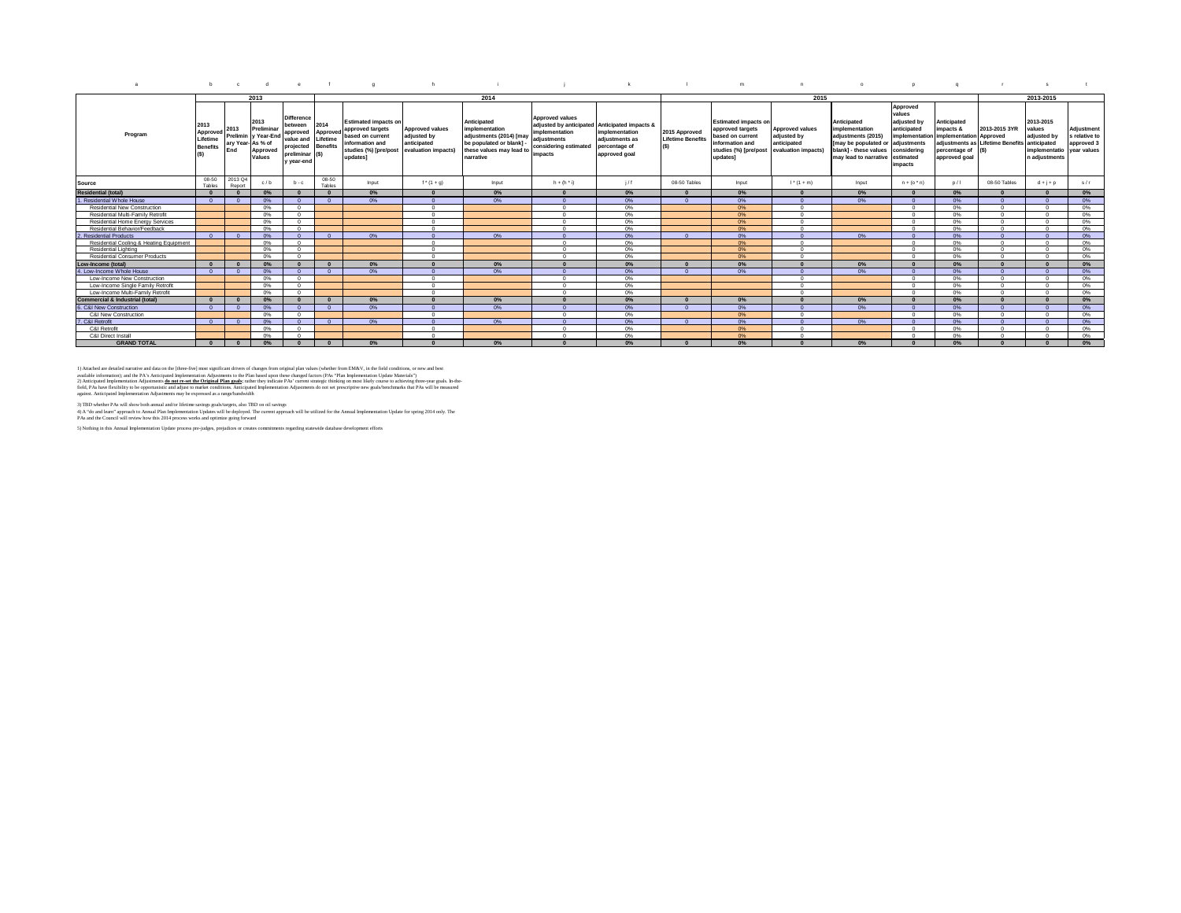| a | b | c | d | e | f | g | h | i | j | k | l | m | n | o | p | q | r | s | t |
|---|---|---|---|---|---|---|---|---|---|---|---|---|---|---|---|---|---|---|---|
| | 2013 | | | | 2014 | | | | | | 2015 | | | | | | 2013-2015 | | |
| Program | 2013 Approved Lifetime Benefits ($) | 2013 Preliminary Year-End | 2013 Preliminary Year-End As % of Approved Values | Difference between approved value and projected preliminary year-end | 2014 Approved Lifetime Benefits ($) | Estimated impacts on approved targets based on current information and studies (%) [pre/post updates] | Approved values adjusted by anticipated evaluation impacts) | Anticipated implementation adjustments (2014) [may be populated or blank] - these values may lead to narrative | Approved values adjusted by anticipated implementation adjustments considering estimated impacts | Anticipated impacts & implementation adjustments as percentage of approved goal | 2015 Approved Lifetime Benefits ($) | Estimated impacts on approved targets based on current information and studies (%) [pre/post updates] | Approved values adjusted by anticipated evaluation impacts) | Anticipated implementation adjustments (2015) [may be populated or blank] - these values may lead to narrative | Approved values adjusted by anticipated implementation adjustments considering estimated impacts | Anticipated impacts & implementation adjustments as percentage of approved goal | 2013-2015 3YR Approved Lifetime Benefits ($) | 2013-2015 values adjusted by anticipated implementation adjustments | Adjustments relative to approved 3 year values |
| Source | 08-50 Tables | 2013 Q4 Report | c / b | b - c | 08-50 Tables | Input | f * (1 + g) | Input | h + (h * i) | j / f | 08-50 Tables | Input | l * (1 + m) | Input | n + (o * n) | p / l | 08-50 Tables | d + j + p | s / r |
| **Residential (total)** | **0** | **0** | **0%** | **0** | **0** | **0%** | **0** | **0%** | **0** | **0%** | **0** | **0%** | **0** | **0%** | **0** | **0%** | **0** | **0** | **0%** |
| 1. Residential Whole House | 0 | 0 | 0% | 0 | 0 | 0% | 0 | 0% | 0 | 0% | 0 | 0% | 0 | 0% | 0 | 0% | 0 | 0 | 0% |
| Residential New Construction | | | 0% | 0 | | | 0 | | 0 | 0% | | 0% | 0 | | 0 | 0% | 0 | 0 | 0% |
| Residential Multi-Family Retrofit | | | 0% | 0 | | | 0 | | 0 | 0% | | 0% | 0 | | 0 | 0% | 0 | 0 | 0% |
| Residential Home Energy Services | | | 0% | 0 | | | 0 | | 0 | 0% | | 0% | 0 | | 0 | 0% | 0 | 0 | 0% |
| Residential Behavior/Feedback | | | 0% | 0 | | | 0 | | 0 | 0% | | 0% | 0 | | 0 | 0% | 0 | 0 | 0% |
| 2. Residential Products | 0 | 0 | 0% | 0 | 0 | 0% | 0 | 0% | 0 | 0% | 0 | 0% | 0 | 0% | 0 | 0% | 0 | 0 | 0% |
| Residential Cooling & Heating Equipment | | | 0% | 0 | | | 0 | | 0 | 0% | | 0% | 0 | | 0 | 0% | 0 | 0 | 0% |
| Residential Lighting | | | 0% | 0 | | | 0 | | 0 | 0% | | 0% | 0 | | 0 | 0% | 0 | 0 | 0% |
| Residential Consumer Products | | | 0% | 0 | | | 0 | | 0 | 0% | | 0% | 0 | | 0 | 0% | 0 | 0 | 0% |
| **Low-Income (total)** | **0** | **0** | **0%** | **0** | **0** | **0%** | **0** | **0%** | **0** | **0%** | **0** | **0%** | **0** | **0%** | **0** | **0%** | **0** | **0** | **0%** |
| 4. Low-Income Whole House | 0 | 0 | 0% | 0 | 0 | 0% | 0 | 0% | 0 | 0% | 0 | 0% | 0 | 0% | 0 | 0% | 0 | 0 | 0% |
| Low-Income New Construction | | | 0% | 0 | | | 0 | | 0 | 0% | | | 0 | | 0 | 0% | 0 | 0 | 0% |
| Low-Income Single Family Retrofit | | | 0% | 0 | | | 0 | | 0 | 0% | | | 0 | | 0 | 0% | 0 | 0 | 0% |
| Low-Income Multi-Family Retrofit | | | 0% | 0 | | | 0 | | 0 | 0% | | | 0 | | 0 | 0% | 0 | 0 | 0% |
| **Commercial & Industrial (total)** | **0** | **0** | **0%** | **0** | **0** | **0%** | **0** | **0%** | **0** | **0%** | **0** | **0%** | **0** | **0%** | **0** | **0%** | **0** | **0** | **0%** |
| 6. C&I New Construction | 0 | 0 | 0% | 0 | 0 | 0% | 0 | 0% | 0 | 0% | 0 | 0% | 0 | 0% | 0 | 0% | 0 | 0 | 0% |
| C&I New Construction | | | 0% | 0 | | | 0 | | 0 | 0% | | 0% | 0 | | 0 | 0% | 0 | 0 | 0% |
| 7. C&I Retrofit | 0 | 0 | 0% | 0 | 0 | 0% | 0 | 0% | 0 | 0% | 0 | 0% | 0 | 0% | 0 | 0% | 0 | 0 | 0% |
| C&I Retrofit | | | 0% | 0 | | | 0 | | 0 | 0% | | 0% | 0 | | 0 | 0% | 0 | 0 | 0% |
| C&I Direct Install | | | 0% | 0 | | | 0 | | 0 | 0% | | 0% | 0 | | 0 | 0% | 0 | 0 | 0% |
| **GRAND TOTAL** | **0** | **0** | **0%** | **0** | **0** | **0%** | **0** | **0%** | **0** | **0%** | **0** | **0%** | **0** | **0%** | **0** | **0%** | **0** | **0** | **0%** |

1) Attached are detailed narrative and data on the [three-five] most significant drivers of changes from original plan values (whether from EM&V, in the field conditions, or new and best available information); and the PA's Anticipated Implementation Adjustments to the Plan based upon these changed factors (PAs "Plan Implementation Update Materials")
2) Anticipated Implementation Adjustments **do not re-set the Original Plan goals**; rather they indicate PAs' current strategic thinking on most likely course to achieving three-year goals. In-the-field, PAs have flexibility to be opportunistic and adjust to market conditions. Anticipated Implementation Adjustments do not set prescriptive new goals/benchmarks that PAs will be measured against. Anticipated Implementation Adjustments may be expressed as a range/bandwidth

3) TBD whether PAs will show both annual and/or lifetime savings goals/targets, also TBD on oil savings
4) A "do and learn" approach to Annual Plan Implementation Updates will be deployed. The current approach will be utilized for the Annual Implementation Update for spring 2014 only. The PAs and the Council will review how this 2014 process works and optimize going forward

5) Nothing in this Annual Implementation Update process pre-judges, prejudices or creates commitments regarding statewide database development efforts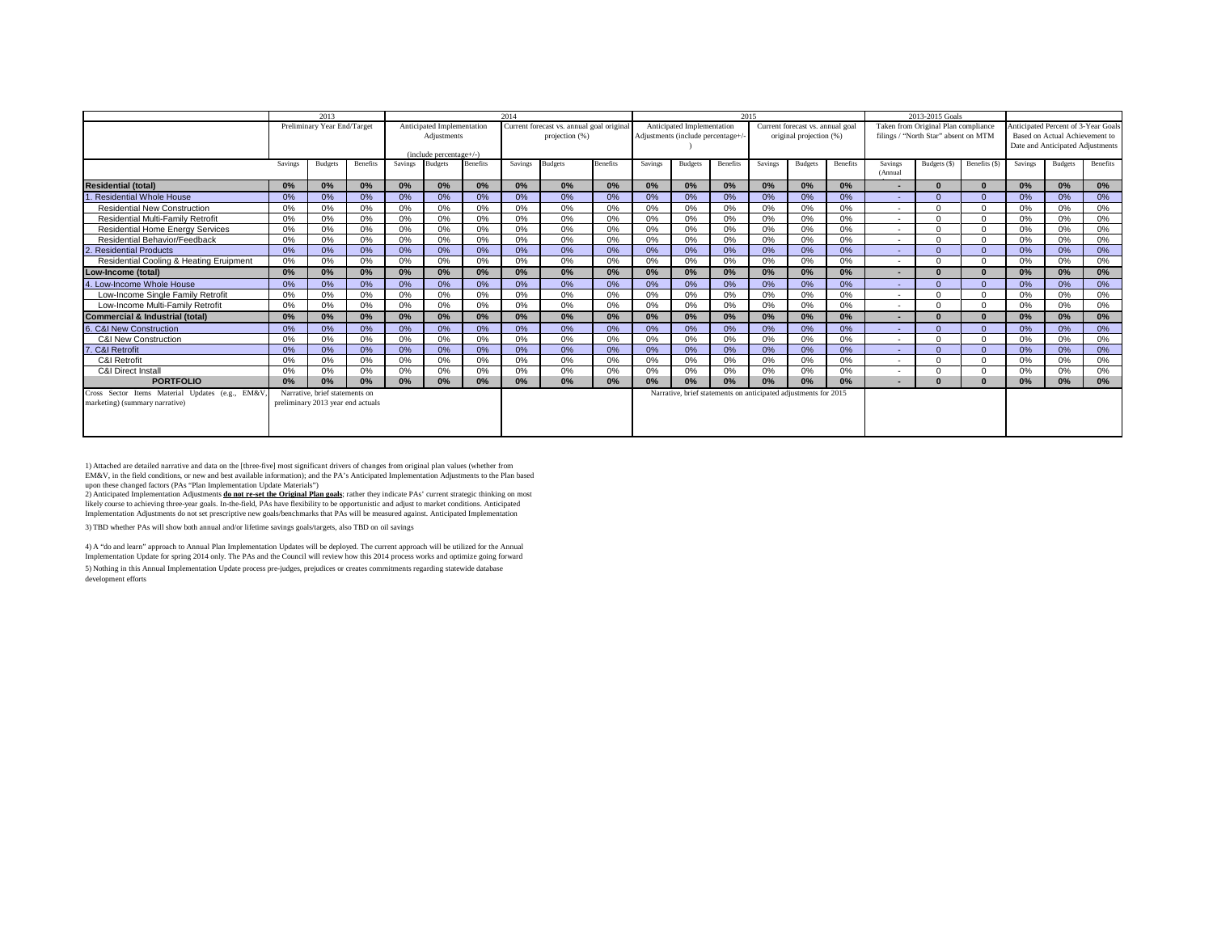| | 2013 | | | 2014 | | | | | | 2015 | | | | | | 2013-2015 Goals | | | | | |
|---|---|---|---|---|---|---|---|---|---|---|---|---|---|---|---|---|---|---|---|---|---|
| | Preliminary Year End/Target | | | Anticipated Implementation Adjustments (include percentage+/-) | | | Current forecast vs. annual goal original projection (%) | | | Anticipated Implementation Adjustments (include percentage+/-) | | | Current forecast vs. annual goal original projection (%) | | | Taken from Original Plan compliance filings / "North Star" absent on MTM | | | Anticipated Percent of 3-Year Goals Based on Actual Achievement to Date and Anticipated Adjustments | | |
| | Savings | Budgets | Benefits | Savings | Budgets | Benefits | Savings | Budgets | Benefits | Savings | Budgets | Benefits | Savings | Budgets | Benefits | Savings (Annual | Budgets ($) | Benefits ($) | Savings | Budgets | Benefits |
| **Residential (total)** | **0%** | **0%** | **0%** | **0%** | **0%** | **0%** | **0%** | **0%** | **0%** | **0%** | **0%** | **0%** | **0%** | **0%** | **0%** | **-** | **0** | **0** | **0%** | **0%** | **0%** |
| 1. Residential Whole House | 0% | 0% | 0% | 0% | 0% | 0% | 0% | 0% | 0% | 0% | 0% | 0% | 0% | 0% | 0% | - | 0 | 0 | 0% | 0% | 0% |
| Residential New Construction | 0% | 0% | 0% | 0% | 0% | 0% | 0% | 0% | 0% | 0% | 0% | 0% | 0% | 0% | 0% | - | 0 | 0 | 0% | 0% | 0% |
| Residential Multi-Family Retrofit | 0% | 0% | 0% | 0% | 0% | 0% | 0% | 0% | 0% | 0% | 0% | 0% | 0% | 0% | 0% | - | 0 | 0 | 0% | 0% | 0% |
| Residential Home Energy Services | 0% | 0% | 0% | 0% | 0% | 0% | 0% | 0% | 0% | 0% | 0% | 0% | 0% | 0% | 0% | - | 0 | 0 | 0% | 0% | 0% |
| Residential Behavior/Feedback | 0% | 0% | 0% | 0% | 0% | 0% | 0% | 0% | 0% | 0% | 0% | 0% | 0% | 0% | 0% | - | 0 | 0 | 0% | 0% | 0% |
| 2. Residential Products | 0% | 0% | 0% | 0% | 0% | 0% | 0% | 0% | 0% | 0% | 0% | 0% | 0% | 0% | 0% | - | 0 | 0 | 0% | 0% | 0% |
| Residential Cooling & Heating Eruipment | 0% | 0% | 0% | 0% | 0% | 0% | 0% | 0% | 0% | 0% | 0% | 0% | 0% | 0% | 0% | - | 0 | 0 | 0% | 0% | 0% |
| **Low-Income (total)** | **0%** | **0%** | **0%** | **0%** | **0%** | **0%** | **0%** | **0%** | **0%** | **0%** | **0%** | **0%** | **0%** | **0%** | **0%** | **-** | **0** | **0** | **0%** | **0%** | **0%** |
| 4. Low-Income Whole House | 0% | 0% | 0% | 0% | 0% | 0% | 0% | 0% | 0% | 0% | 0% | 0% | 0% | 0% | 0% | - | 0 | 0 | 0% | 0% | 0% |
| Low-Income Single Family Retrofit | 0% | 0% | 0% | 0% | 0% | 0% | 0% | 0% | 0% | 0% | 0% | 0% | 0% | 0% | 0% | - | 0 | 0 | 0% | 0% | 0% |
| Low-Income Multi-Family Retrofit | 0% | 0% | 0% | 0% | 0% | 0% | 0% | 0% | 0% | 0% | 0% | 0% | 0% | 0% | 0% | - | 0 | 0 | 0% | 0% | 0% |
| **Commercial & Industrial (total)** | **0%** | **0%** | **0%** | **0%** | **0%** | **0%** | **0%** | **0%** | **0%** | **0%** | **0%** | **0%** | **0%** | **0%** | **0%** | **-** | **0** | **0** | **0%** | **0%** | **0%** |
| 6. C&I New Construction | 0% | 0% | 0% | 0% | 0% | 0% | 0% | 0% | 0% | 0% | 0% | 0% | 0% | 0% | 0% | - | 0 | 0 | 0% | 0% | 0% |
| C&I New Construction | 0% | 0% | 0% | 0% | 0% | 0% | 0% | 0% | 0% | 0% | 0% | 0% | 0% | 0% | 0% | - | 0 | 0 | 0% | 0% | 0% |
| 7. C&I Retrofit | 0% | 0% | 0% | 0% | 0% | 0% | 0% | 0% | 0% | 0% | 0% | 0% | 0% | 0% | 0% | - | 0 | 0 | 0% | 0% | 0% |
| C&I Retrofit | 0% | 0% | 0% | 0% | 0% | 0% | 0% | 0% | 0% | 0% | 0% | 0% | 0% | 0% | 0% | - | 0 | 0 | 0% | 0% | 0% |
| C&I Direct Install | 0% | 0% | 0% | 0% | 0% | 0% | 0% | 0% | 0% | 0% | 0% | 0% | 0% | 0% | 0% | - | 0 | 0 | 0% | 0% | 0% |
| **PORTFOLIO** | **0%** | **0%** | **0%** | **0%** | **0%** | **0%** | **0%** | **0%** | **0%** | **0%** | **0%** | **0%** | **0%** | **0%** | **0%** | **-** | **0** | **0** | **0%** | **0%** | **0%** |
| Cross Sector Items Material Updates (e.g., EM&V, marketing) (summary narrative) | Narrative, brief statements on preliminary 2013 year end actuals | | | | | | | | | Narrative, brief statements on anticipated adjustments for 2015 | | | | | | | | | | | |

1) Attached are detailed narrative and data on the [three-five] most significant drivers of changes from original plan values (whether from EM&V, in the field conditions, or new and best available information); and the PA's Anticipated Implementation Adjustments to the Plan based upon these changed factors (PAs "Plan Implementation Update Materials")

2) Anticipated Implementation Adjustments **do not re-set the Original Plan goals**; rather they indicate PAs' current strategic thinking on most likely course to achieving three-year goals. In-the-field, PAs have flexibility to be opportunistic and adjust to market conditions. Anticipated Implementation Adjustments do not set prescriptive new goals/benchmarks that PAs will be measured against. Anticipated Implementation

3) TBD whether PAs will show both annual and/or lifetime savings goals/targets, also TBD on oil savings

4) A "do and learn" approach to Annual Plan Implementation Updates will be deployed. The current approach will be utilized for the Annual Implementation Update for spring 2014 only. The PAs and the Council will review how this 2014 process works and optimize going forward

5) Nothing in this Annual Implementation Update process pre-judges, prejudices or creates commitments regarding statewide database development efforts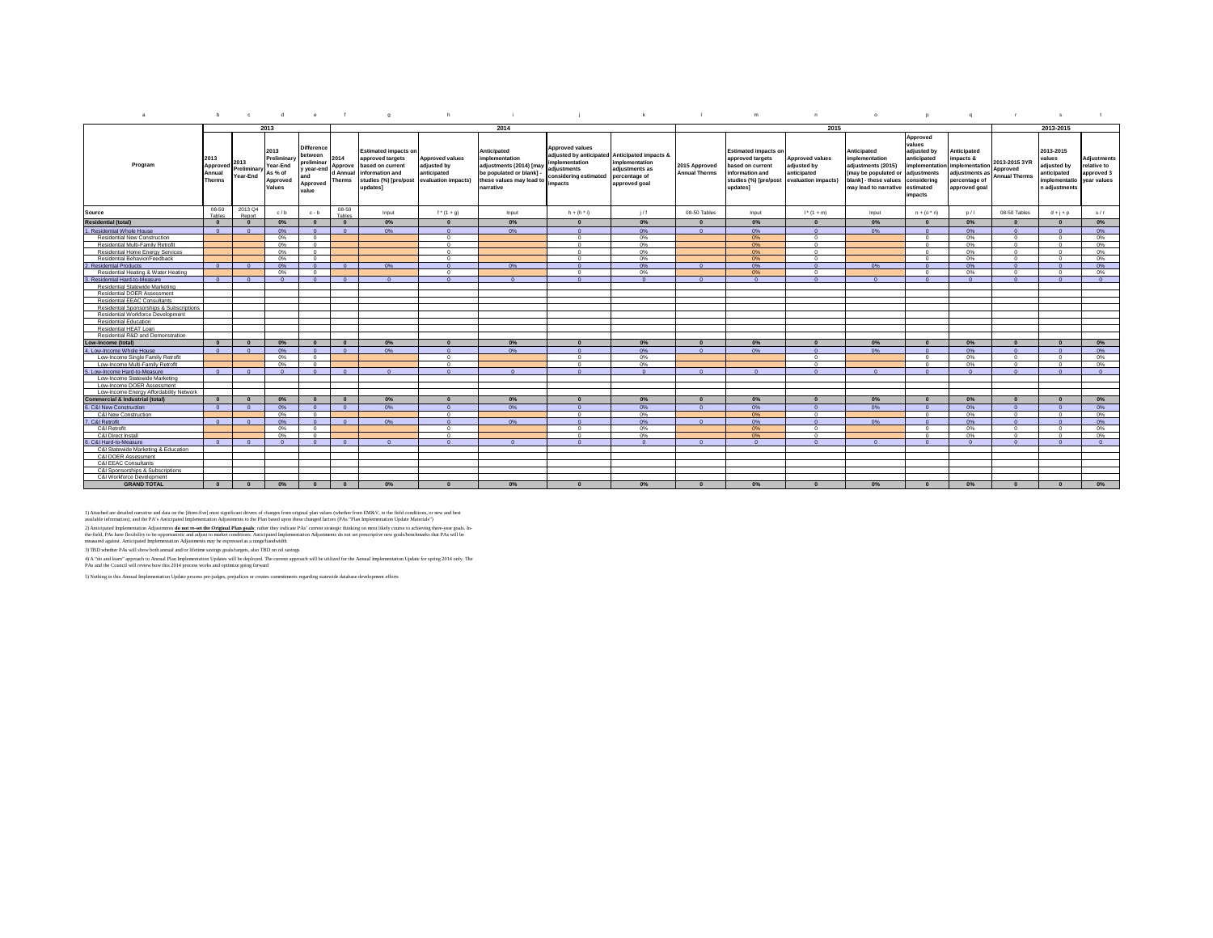| a | b | c | d | e | f | g | h | i | j | k | l | m | n | o | p | q | r | s | t |
|---|---|---|---|---|---|---|---|---|---|---|---|---|---|---|---|---|---|---|---|
| | 2013 | | | | 2014 | | | | | | 2015 | | | | | | 2013-2015 | | |
| Program | 2013 Approved Annual Therms | 2013 Preliminary Year-End | 2013 Preliminary Year-End As % of Approved Values | Difference between preliminary year-end and Approved value | 2014 Approved Annual Therms | Estimated impacts on approved targets based on current information and studies (%) [pre/post updates] | Approved values adjusted by anticipated evaluation impacts) | Anticipated implementation adjustments (2014) [may be populated or blank] - these values may lead to narrative | Approved values adjusted by anticipated implementation adjustments considering estimated impacts | Anticipated impacts & implementation adjustments as percentage of approved goal | 2015 Approved Annual Therms | Estimated impacts on approved targets based on current information and studies (%) [pre/post updates] | Approved values adjusted by anticipated evaluation impacts) | Anticipated implementation adjustments (2015) [may be populated or blank] - these values may lead to narrative | Approved values adjusted by anticipated implementation adjustments considering estimated impacts | Anticipated impacts & implementation adjustments as percentage of approved goal | 2013-2015 3YR Approved Annual Therms | 2013-2015 values adjusted by anticipated implementation adjustments | Adjustments relative to approved 3 year values |
| Source | 08-50 Tables | 2013 Q4 Report | c / b | c - b | 08-50 Tables | Input | f * (1 + g) | Input | h + (h * i) | j / f | 08-50 Tables | Input | l * (1 + m) | Input | n + (o * n) | p / l | 08-50 Tables | d + j + p | s / r |
| **Residential (total)** | **0** | **0** | **0%** | **0** | **0** | **0%** | **0** | **0%** | **0** | **0%** | **0** | **0%** | **0** | **0%** | **0** | **0%** | **0** | **0** | **0%** |
| 1. Residential Whole House | 0 | 0 | 0% | 0 | 0 | 0% | 0 | 0% | 0 | 0% | 0 | 0% | 0 | 0% | 0 | 0% | 0 | 0 | 0% |
| Residential New Construction | | | 0% | 0 | | | 0 | | 0 | 0% | | 0% | 0 | | 0 | 0% | 0 | 0 | 0% |
| Residential Multi-Family Retrofit | | | 0% | 0 | | | 0 | | 0 | 0% | | 0% | 0 | | 0 | 0% | 0 | 0 | 0% |
| Residential Home Energy Services | | | 0% | 0 | | | 0 | | 0 | 0% | | 0% | 0 | | 0 | 0% | 0 | 0 | 0% |
| Residential Behavior/Feedback | | | 0% | 0 | | | 0 | | 0 | 0% | | 0% | 0 | | 0 | 0% | 0 | 0 | 0% |
| 2. Residential Products | 0 | 0 | 0% | 0 | 0 | 0% | 0 | 0% | 0 | 0% | 0 | 0% | 0 | 0% | 0 | 0% | 0 | 0 | 0% |
| Residential Heating & Water Heating | | | 0% | 0 | | | 0 | | 0 | 0% | | 0% | 0 | | 0 | 0% | 0 | 0 | 0% |
| 3. Residential Hard-to-Measure | 0 | 0 | 0 | 0 | 0 | 0 | 0 | 0 | 0 | 0 | 0 | 0 | 0 | 0 | 0 | 0 | 0 | 0 | 0 |
| Residential Statewide Marketing | | | | | | | | | | | | | | | | | | | |
| Residential DOER Assessment | | | | | | | | | | | | | | | | | | | |
| Residential EEAC Consultants | | | | | | | | | | | | | | | | | | | |
| Residential Sponsorships & Subscriptions | | | | | | | | | | | | | | | | | | | |
| Residential Workforce Development | | | | | | | | | | | | | | | | | | | |
| Residential Education | | | | | | | | | | | | | | | | | | | |
| Residential HEAT Loan | | | | | | | | | | | | | | | | | | | |
| Residential R&D and Demonstration | | | | | | | | | | | | | | | | | | | |
| **Low-Income (total)** | **0** | **0** | **0%** | **0** | **0** | **0%** | **0** | **0%** | **0** | **0%** | **0** | **0%** | **0** | **0%** | **0** | **0%** | **0** | **0** | **0%** |
| 4. Low-Income Whole House | 0 | 0 | 0% | 0 | 0 | 0% | 0 | 0% | 0 | 0% | 0 | 0% | 0 | 0% | 0 | 0% | 0 | 0 | 0% |
| Low-Income Single Family Retrofit | | | 0% | 0 | | | 0 | | 0 | 0% | | | 0 | | 0 | 0% | 0 | 0 | 0% |
| Low-Income Multi-Family Retrofit | | | 0% | 0 | | | 0 | | 0 | 0% | | | 0 | | 0 | 0% | 0 | 0 | 0% |
| 5. Low-Income Hard-to-Measure | 0 | 0 | 0 | 0 | 0 | 0 | 0 | 0 | 0 | 0 | 0 | 0 | 0 | 0 | 0 | 0 | 0 | 0 | 0 |
| Low-Income Statewide Marketing | | | | | | | | | | | | | | | | | | | |
| Low-Income DOER Assessment | | | | | | | | | | | | | | | | | | | |
| Low-Income Energy Affordability Network | | | | | | | | | | | | | | | | | | | |
| **Commercial & Industrial (total)** | **0** | **0** | **0%** | **0** | **0** | **0%** | **0** | **0%** | **0** | **0%** | **0** | **0%** | **0** | **0%** | **0** | **0%** | **0** | **0** | **0%** |
| 6. C&I New Construction | 0 | 0 | 0% | 0 | 0 | 0% | 0 | 0% | 0 | 0% | 0 | 0% | 0 | 0% | 0 | 0% | 0 | 0 | 0% |
| C&I New Construction | | | 0% | 0 | | | 0 | | 0 | 0% | | 0% | 0 | | 0 | 0% | 0 | 0 | 0% |
| 7. C&I Retrofit | 0 | 0 | 0% | 0 | 0 | 0% | 0 | 0% | 0 | 0% | 0 | 0% | 0 | 0% | 0 | 0% | 0 | 0 | 0% |
| C&I Retrofit | | | 0% | 0 | | | 0 | | 0 | 0% | | 0% | 0 | | 0 | 0% | 0 | 0 | 0% |
| C&I Direct Install | | | 0% | 0 | | | 0 | | 0 | 0% | | 0% | 0 | | 0 | 0% | 0 | 0 | 0% |
| 8. C&I Hard-to-Measure | 0 | 0 | 0 | 0 | 0 | 0 | 0 | 0 | 0 | 0 | 0 | 0 | 0 | 0 | 0 | 0 | 0 | 0 | 0 |
| C&I Statewide Marketing & Education | | | | | | | | | | | | | | | | | | | |
| C&I DOER Assessment | | | | | | | | | | | | | | | | | | | |
| C&I EEAC Consultants | | | | | | | | | | | | | | | | | | | |
| C&I Sponsorships & Subscriptions | | | | | | | | | | | | | | | | | | | |
| C&I Workforce Development | | | | | | | | | | | | | | | | | | | |
| **GRAND TOTAL** | **0** | **0** | **0%** | **0** | **0** | **0%** | **0** | **0%** | **0** | **0%** | **0** | **0%** | **0** | **0%** | **0** | **0%** | **0** | **0** | **0%** |

1) Attached are detailed narrative and data on the [three-five] most significant drivers of changes from original plan values (whether from EM&V, in the field conditions, or new and best available information); and the PA's Anticipated Implementation Adjustments to the Plan based upon these changed factors (PAs "Plan Implementation Update Materials")

2) Anticipated Implementation Adjustments **do not re-set the Original Plan goals**; rather they indicate PAs' current strategic thinking on most likely course to achieving three-year goals. In-the-field, PAs have flexibility to be opportunistic and adjust to market conditions. Anticipated Implementation Adjustments do not set prescriptive new goals/benchmarks that PAs will be measured against. Anticipated Implementation Adjustments may be expressed as a range/bandwidth

3) TBD whether PAs will show both annual and/or lifetime savings goals/targets, also TBD on oil savings

4) A "do and learn" approach to Annual Plan Implementation Updates will be deployed. The current approach will be utilized for the Annual Implementation Update for spring 2014 only. The PAs and the Council will review how this 2014 process works and optimize going forward

5) Nothing in this Annual Implementation Update process pre-judges, prejudices or creates commitments regarding statewide database development efforts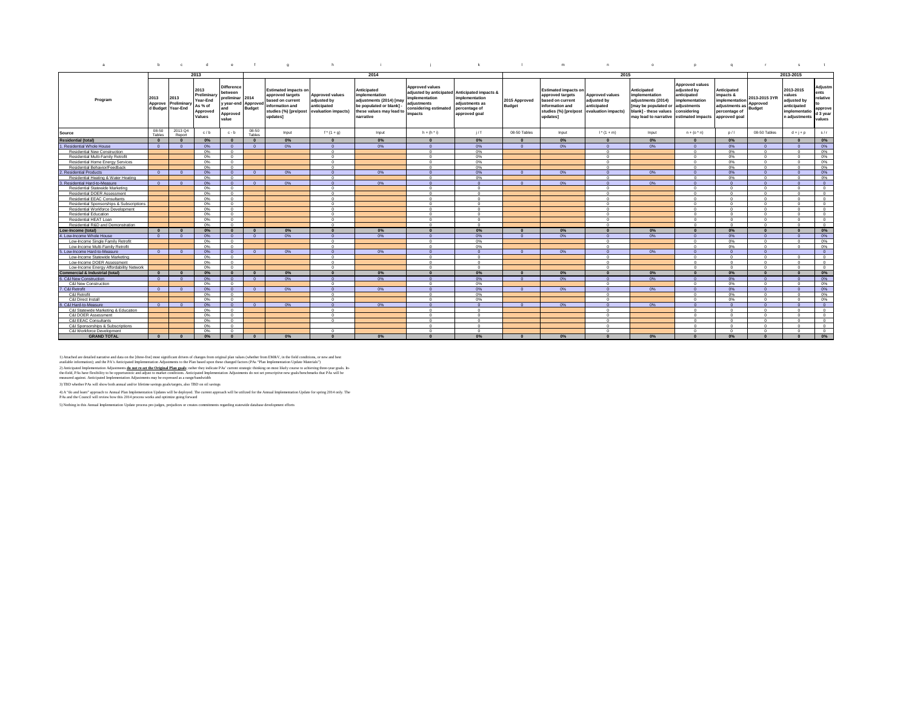| a | b | c | d | e | f | g | h | i | j | k | l | m | n | o | p | q | r | s | t |
|---|---|---|---|---|---|---|---|---|---|---|---|---|---|---|---|---|---|---|---|
| | 2013 | | | | 2014 | | | | | | 2015 | | | | | | 2013-2015 | | |
| Program | 2013 Approved Budget | 2013 Preliminary Year-End | 2013 Preliminary Year-End As % of Approved Values | Difference between preliminary year-end and Approved value | 2014 Approved Budget | Estimated impacts on approved targets based on current information and studies (%) [pre/post updates] | Approved values adjusted by anticipated evaluation impacts) | Anticipated implementation adjustments (2014) [may be populated or blank] - these values may lead to narrative | Approved values adjusted by anticipated implementation adjustments considering estimated impacts | Anticipated impacts & implementation adjustments as percentage of approved goal | 2015 Approved Budget | Estimated impacts on approved targets based on current information and studies (%) [pre/post updates] | Approved values adjusted by anticipated evaluation impacts) | Anticipated implementation adjustments (2014) [may be populated or blank] - these values may lead to narrative | Approved values adjusted by anticipated implementation adjustments considering estimated impacts | Anticipated impacts & implementation adjustments as percentage of approved goal | 2013-2015 3YR Approved Budget | 2013-2015 values adjusted by anticipated implementation adjustments | Adjustments relative to approved 3 year values |
| Source | 08-50 Tables | 2013 Q4 Report | c / b | c - b | 08-50 Tables | Input | f * (1 + g) | Input | h + (h * i) | j / f | 08-50 Tables | Input | l * (1 + m) | Input | n + (o * n) | p / l | 08-50 Tables | d + j + p | s / r |
| **Residential (total)** | **0** | **0** | **0%** | **0** | **0** | **0%** | **0** | **0%** | **0** | **0%** | **0** | **0%** | **0** | **0%** | **0** | **0%** | **0** | **0** | **0%** |
| 1. Residential Whole House | 0 | 0 | 0% | 0 | 0 | 0% | 0 | 0% | 0 | 0% | 0 | 0% | 0 | 0% | 0 | 0% | 0 | 0 | 0% |
| Residential New Construction | | | 0% | 0 | | | 0 | | 0 | 0% | | | 0 | | 0 | 0% | 0 | 0 | 0% |
| Residential Multi-Family Retrofit | | | 0% | 0 | | | 0 | | 0 | 0% | | | 0 | | 0 | 0% | 0 | 0 | 0% |
| Residential Home Energy Services | | | 0% | 0 | | | 0 | | 0 | 0% | | | 0 | | 0 | 0% | 0 | 0 | 0% |
| Residential Behavior/Feedback | | | 0% | 0 | | | 0 | | 0 | 0% | | | 0 | | 0 | 0% | 0 | 0 | 0% |
| 2. Residential Products | 0 | 0 | 0% | 0 | 0 | 0% | 0 | 0% | 0 | 0% | 0 | 0% | 0 | 0% | 0 | 0% | 0 | 0 | 0% |
| Residential Heating & Water Heating | | | 0% | 0 | | | 0 | | 0 | 0% | | | 0 | | 0 | 0% | 0 | 0 | 0% |
| 3. Residential Hard-to-Measure | 0 | 0 | 0% | 0 | 0 | 0% | 0 | 0% | 0 | 0 | 0 | 0% | 0 | 0% | 0 | 0 | 0 | 0 | 0 |
| Residential Statewide Marketing | | | 0% | 0 | | | 0 | | 0 | 0 | | | 0 | | 0 | 0 | 0 | 0 | 0 |
| Residential DOER Assessment | | | 0% | 0 | | | 0 | | 0 | 0 | | | 0 | | 0 | 0 | 0 | 0 | 0 |
| Residential EEAC Consultants | | | 0% | 0 | | | 0 | | 0 | 0 | | | 0 | | 0 | 0 | 0 | 0 | 0 |
| Residential Sponsorships & Subscriptions | | | 0% | 0 | | | 0 | | 0 | 0 | | | 0 | | 0 | 0 | 0 | 0 | 0 |
| Residential Workforce Development | | | 0% | 0 | | | 0 | | 0 | 0 | | | 0 | | 0 | 0 | 0 | 0 | 0 |
| Residential Education | | | 0% | 0 | | | 0 | | 0 | 0 | | | 0 | | 0 | 0 | 0 | 0 | 0 |
| Residential HEAT Loan | | | 0% | 0 | | | 0 | | 0 | 0 | | | 0 | | 0 | 0 | 0 | 0 | 0 |
| Residential R&D and Demonstration | | | 0% | 0 | | | 0 | | 0 | 0 | | | 0 | | 0 | 0 | 0 | 0 | 0 |
| **Low-Income (total)** | **0** | **0** | **0%** | **0** | **0** | **0%** | **0** | **0%** | **0** | **0%** | **0** | **0%** | **0** | **0%** | **0** | **0%** | **0** | **0** | **0%** |
| 4. Low-Income Whole House | 0 | 0 | 0% | 0 | 0 | 0% | 0 | 0% | 0 | 0% | 0 | 0% | 0 | 0% | 0 | 0% | 0 | 0 | 0% |
| Low-Income Single Family Retrofit | | | 0% | 0 | | | 0 | | 0 | 0% | | | 0 | | 0 | 0% | 0 | 0 | 0% |
| Low-Income Multi-Family Retrofit | | | 0% | 0 | | | 0 | | 0 | 0% | | | 0 | | 0 | 0% | 0 | 0 | 0% |
| 5. Low-Income Hard-to-Measure | 0 | 0 | 0% | 0 | 0 | 0% | 0 | 0% | 0 | 0 | 0 | 0% | 0 | 0% | 0 | 0 | 0 | | 0 |
| Low-Income Statewide Marketing | | | 0% | 0 | | | 0 | | 0 | 0 | | | 0 | | 0 | 0 | 0 | 0 | 0 |
| Low-Income DOER Assessment | | | 0% | 0 | | | 0 | | 0 | 0 | | | 0 | | 0 | 0 | 0 | 0 | 0 |
| Low-Income Energy Affordability Network | | | 0% | 0 | | | 0 | | 0 | 0 | | | 0 | | 0 | 0 | 0 | 0 | 0 |
| **Commercial & Industrial (total)** | **0** | **0** | **0%** | **0** | **0** | **0%** | **0** | **0%** | **0** | **0%** | **0** | **0%** | **0** | **0%** | **0** | **0%** | **0** | **0** | **0%** |
| 6. C&I New Construction | 0 | 0 | 0% | 0 | 0 | 0% | 0 | 0% | 0 | 0% | 0 | 0% | 0 | 0% | 0 | 0% | 0 | 0 | 0% |
| C&I New Construction | | | 0% | 0 | | | 0 | | 0 | 0% | | | 0 | | 0 | 0% | 0 | 0 | 0% |
| 7. C&I Retrofit | 0 | 0 | 0% | 0 | 0 | 0% | 0 | 0% | 0 | 0% | 0 | 0% | 0 | 0% | 0 | 0% | 0 | 0 | 0% |
| C&I Retrofit | | | 0% | 0 | | | 0 | | 0 | 0% | | | 0 | | 0 | 0% | 0 | 0 | 0% |
| C&I Direct Install | | | 0% | 0 | | | 0 | | 0 | 0% | | | 0 | | 0 | 0% | 0 | 0 | 0% |
| 8. C&I Hard-to-Measure | 0 | 0 | 0% | 0 | 0 | 0% | 0 | 0% | 0 | 0 | 0 | 0% | 0 | 0% | 0 | 0 | 0 | 0 | 0 |
| C&I Statewide Marketing & Education | | | 0% | 0 | | | 0 | | 0 | 0 | | | 0 | | 0 | 0 | 0 | 0 | 0 |
| C&I DOER Assessment | | | 0% | 0 | | | 0 | | 0 | 0 | | | 0 | | 0 | 0 | 0 | 0 | 0 |
| C&I EEAC Consultants | | | 0% | 0 | | | 0 | | 0 | 0 | | | 0 | | 0 | 0 | 0 | 0 | 0 |
| C&I Sponsorships & Subscriptions | | | 0% | 0 | | | | | 0 | 0 | | | 0 | | 0 | 0 | 0 | 0 | 0 |
| C&I Workforce Development | | | 0% | 0 | | | 0 | | 0 | 0 | | | 0 | | 0 | 0 | 0 | 0 | 0 |
| **GRAND TOTAL** | **0** | **0** | **0%** | **0** | **0** | **0%** | **0** | **0%** | **0** | **0%** | **0** | **0%** | **0** | **0%** | **0** | **0%** | **0** | **0** | **0%** |

1) Attached are detailed narrative and data on the [three-five] most significant drivers of changes from original plan values (whether from EM&V, in the field conditions, or new and best available information); and the PA's Anticipated Implementation Adjustments to the Plan based upon these changed factors (PAs "Plan Implementation Update Materials")

2) Anticipated Implementation Adjustments **do not re-set the Original Plan goals**; rather they indicate PAs' current strategic thinking on most likely course to achieving three-year goals. In-the-field, PAs have flexibility to be opportunistic and adjust to market conditions. Anticipated Implementation Adjustments do not set prescriptive new goals/benchmarks that PAs will be measured against. Anticipated Implementation Adjustments may be expressed as a range/bandwidth

3) TBD whether PAs will show both annual and/or lifetime savings goals/targets, also TBD on oil savings

4) A "do and learn" approach to Annual Plan Implementation Updates will be deployed. The current approach will be utilized for the Annual Implementation Update for spring 2014 only. The PAs and the Council will review how this 2014 process works and optimize going forward

5) Nothing in this Annual Implementation Update process pre-judges, prejudices or creates commitments regarding statewide database development efforts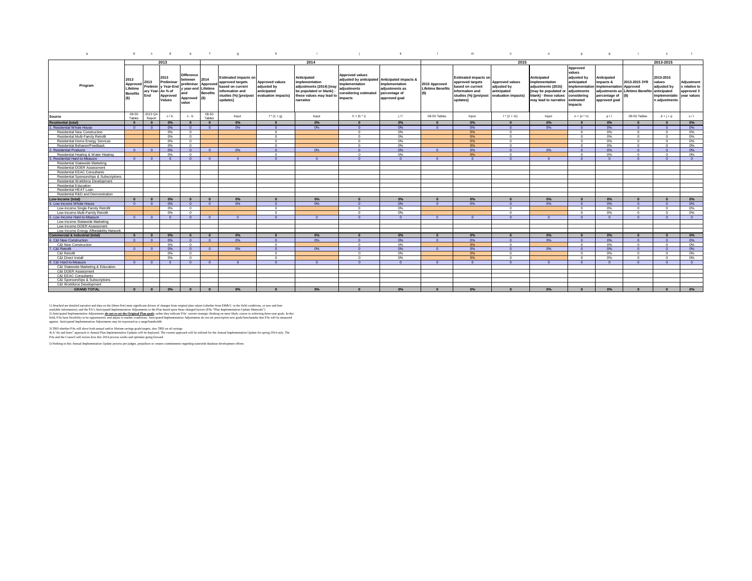| a | b | c | d | e | f | g | h | i | j | k | l | m | n | o | p | q | r | s | t |
|---|---|---|---|---|---|---|---|---|---|---|---|---|---|---|---|---|---|---|---|
| | 2013 | | | | 2014 | | | | | | 2015 | | | | | | 2013-2015 | | |
| Program | 2013 Approved Lifetime Benefits ($) | 2013 Preliminary Year-End | 2013 Preliminary Year-End As % of Approved Values | Difference between preliminary year-end and Approved value | 2014 Approved Lifetime Benefits ($) | Estimated impacts on approved targets based on current information and studies (%) [pre/post updates] | Approved values adjusted by anticipated evaluation impacts) | Anticipated implementation adjustments (2014) [may be populated or blank] - these values may lead to narrative | Approved values adjusted by anticipated implementation adjustments considering estimated impacts | Anticipated impacts & implementation adjustments as percentage of approved goal | 2015 Approved Lifetime Benefits ($) | Estimated impacts on approved targets based on current information and studies (%) [pre/post updates] | Approved values adjusted by anticipated evaluation impacts) | Anticipated implementation adjustments (2015) [may be populated or blank] - these values may lead to narrative | Approved values adjusted by anticipated implementation adjustments considering estimated impacts | Anticipated impacts & implementation adjustments as percentage of approved goal | 2013-2015 3YR Approved Lifetime Benefits ($) | 2013-2015 values adjusted by anticipated implementation adjustments | Adjustments relative to approved 3 year values |
| Source | 08-50 Tables | 2013 Q4 Report | c / b | c - b | 08-50 Tables | Input | f * (1 + g) | Input | h + (h * i) | j / f | 08-50 Tables | Input | l * (1 + m) | Input | n + (o * n) | p / l | 08-50 Tables | d + j + p | s / r |
| **Residential (total)** | 0 | 0 | 0% | 0 | 0 | 0% | 0 | 0% | 0 | 0% | 0 | 0% | 0 | 0% | 0 | 0% | 0 | 0 | 0% |
| 1. Residential Whole House | 0 | 0 | 0% | 0 | 0 | 0% | 0 | 0% | 0 | 0% | 0 | 0% | 0 | 0% | 0 | 0% | 0 | 0 | 0% |
| Residential New Construction | | | 0% | 0 | | | 0 | | 0 | 0% | | 0% | 0 | | 0 | 0% | 0 | 0 | 0% |
| Residential Multi-Family Retrofit | | | 0% | 0 | | | 0 | | 0 | 0% | | 0% | 0 | | 0 | 0% | 0 | 0 | 0% |
| Residential Home Energy Services | | | 0% | 0 | | | 0 | | 0 | 0% | | 0% | 0 | | 0 | 0% | 0 | 0 | 0% |
| Residential Behavior/Feedback | | | 0% | 0 | | | 0 | | 0 | 0% | | 0% | 0 | | 0 | 0% | 0 | 0 | 0% |
| 2. Residential Products | 0 | 0 | 0% | 0 | 0 | 0% | 0 | 0% | 0 | 0% | 0 | 0% | 0 | 0% | 0 | 0% | 0 | 0 | 0% |
| Residential Heating & Water Heating | | | 0% | 0 | | | 0 | | 0 | 0% | | 0% | 0 | | 0 | 0% | 0 | 0 | 0% |
| 3. Residential Hard-to-Measure | 0 | 0 | 0 | 0 | 0 | 0 | 0 | 0 | 0 | 0 | 0 | 0 | 0 | 0 | 0 | 0 | 0 | 0 | 0 |
| Residential Statewide Marketing | | | | | | | | | | | | | | | | | | | |
| Residential DOER Assessment | | | | | | | | | | | | | | | | | | | |
| Residential EEAC Consultants | | | | | | | | | | | | | | | | | | | |
| Residential Sponsorships & Subscriptions | | | | | | | | | | | | | | | | | | | |
| Residential Workforce Development | | | | | | | | | | | | | | | | | | | |
| Residential Education | | | | | | | | | | | | | | | | | | | |
| Residential HEAT Loan | | | | | | | | | | | | | | | | | | | |
| Residential R&D and Demonstration | | | | | | | | | | | | | | | | | | | |
| **Low-Income (total)** | 0 | 0 | 0% | 0 | 0 | 0% | 0 | 0% | 0 | 0% | 0 | 0% | 0 | 0% | 0 | 0% | 0 | 0 | 0% |
| 4. Low-Income Whole House | 0 | 0 | 0% | 0 | 0 | 0% | 0 | 0% | 0 | 0% | 0 | 0% | 0 | 0% | 0 | 0% | 0 | 0 | 0% |
| Low-Income Single Family Retrofit | | | 0% | 0 | | | 0 | | 0 | 0% | | | 0 | | 0 | 0% | 0 | 0 | 0% |
| Low-Income Multi-Family Retrofit | | | 0% | 0 | | | 0 | | 0 | 0% | | | 0 | | 0 | 0% | 0 | 0 | 0% |
| 5. Low-Income Hard-to-Measure | 0 | 0 | 0 | 0 | 0 | 0 | 0 | 0 | 0 | 0 | 0 | 0 | 0 | 0 | 0 | 0 | 0 | 0 | 0 |
| Low-Income Statewide Marketing | | | | | | | | | | | | | | | | | | | |
| Low-Income DOER Assessment | | | | | | | | | | | | | | | | | | | |
| Low-Income Energy Affordability Network | | | | | | | | | | | | | | | | | | | |
| **Commercial & Industrial (total)** | 0 | 0 | 0% | 0 | 0 | 0% | 0 | 0% | 0 | 0% | 0 | 0% | 0 | 0% | 0 | 0% | 0 | 0 | 0% |
| 6. C&I New Construction | 0 | 0 | 0% | 0 | 0 | 0% | 0 | 0% | 0 | 0% | 0 | 0% | 0 | 0% | 0 | 0% | 0 | 0 | 0% |
| C&I New Construction | | | 0% | 0 | | | 0 | | 0 | 0% | | 0% | 0 | | 0 | 0% | 0 | 0 | 0% |
| 7. C&I Retrofit | 0 | 0 | 0% | 0 | 0 | 0% | 0 | 0% | 0 | 0% | 0 | 0% | 0 | 0% | 0 | 0% | 0 | 0 | 0% |
| C&I Retrofit | | | 0% | 0 | | | 0 | | 0 | 0% | | 0% | 0 | | 0 | 0% | 0 | 0 | 0% |
| C&I Direct Install | | | 0% | 0 | | | 0 | | 0 | 0% | | 0% | 0 | | 0 | 0% | 0 | 0 | 0% |
| 8. C&I Hard-to-Measure | 0 | 0 | 0 | 0 | 0 | 0 | 0 | 0 | 0 | 0 | 0 | 0 | 0 | 0 | 0 | 0 | 0 | 0 | 0 |
| C&I Statewide Marketing & Education | | | | | | | | | | | | | | | | | | | |
| C&I DOER Assessment | | | | | | | | | | | | | | | | | | | |
| C&I EEAC Consultants | | | | | | | | | | | | | | | | | | | |
| C&I Sponsorships & Subscriptions | | | | | | | | | | | | | | | | | | | |
| C&I Workforce Development | | | | | | | | | | | | | | | | | | | |
| **GRAND TOTAL** | 0 | 0 | 0% | 0 | 0 | 0% | 0 | 0% | 0 | 0% | 0 | 0% | 0 | 0% | 0 | 0% | 0 | 0 | 0% |

1) Attached are detailed narrative and data on the [three-five] most significant drivers of changes from original plan values (whether from EM&V, in the field conditions, or new and best available information); and the PA's Anticipated Implementation Adjustments to the Plan based upon these changed factors (PAs "Plan Implementation Update Materials")
2) Anticipated Implementation Adjustments **do not re-set the Original Plan goals**; rather they indicate PAs' current strategic thinking on most likely course to achieving three-year goals. In-the-field, PAs have flexibility to be opportunistic and adjust to market conditions. Anticipated Implementation Adjustments do not set prescriptive new goals/benchmarks that PAs will be measured against. Anticipated Implementation Adjustments may be expressed as a range/bandwidth

3) TBD whether PAs will show both annual and/or lifetime savings goals/targets, also TBD on oil savings
4) A "do and learn" approach to Annual Plan Implementation Updates will be deployed. The current approach will be utilized for the Annual Implementation Update for spring 2014 only. The PAs and the Council will review how this 2014 process works and optimize going forward

5) Nothing in this Annual Implementation Update process pre-judges, prejudices or creates commitments regarding statewide database development efforts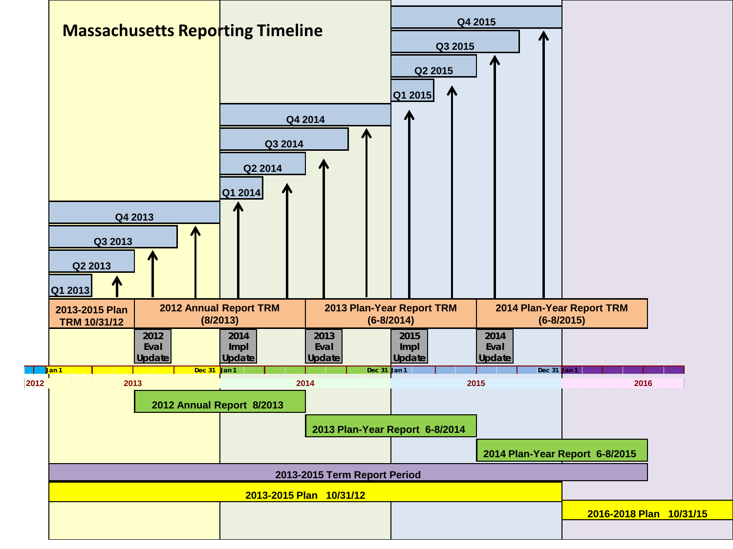# Massachusetts Reporting Timeline

Q4 2015

Q3 2015

Q2 2015

Q1 2015

Q4 2014

Q3 2014

Q2 2014

Q1 2014

Q4 2013

Q3 2013

Q2 2013

Q1 2013

| 2013-2015 Plan TRM 10/31/12 | 2012 Annual Report TRM (8/2013) | 2013 Plan-Year Report TRM (6-8/2014) | 2014 Plan-Year Report TRM (6-8/2015) |
|---|---|---|---|

2012 Eval Update

2014 Impl Update

2013 Eval Update

2015 Impl Update

2014 Eval Update

Jan 1 | Dec 31 | Jan 1 | Dec 31 | Jan 1 | Dec 31 | Jan 1

2012 | 2013 | 2014 | 2015 | 2016

2012 Annual Report 8/2013

2013 Plan-Year Report 6-8/2014

2014 Plan-Year Report 6-8/2015

2013-2015 Term Report Period

2013-2015 Plan 10/31/12

2016-2018 Plan 10/31/15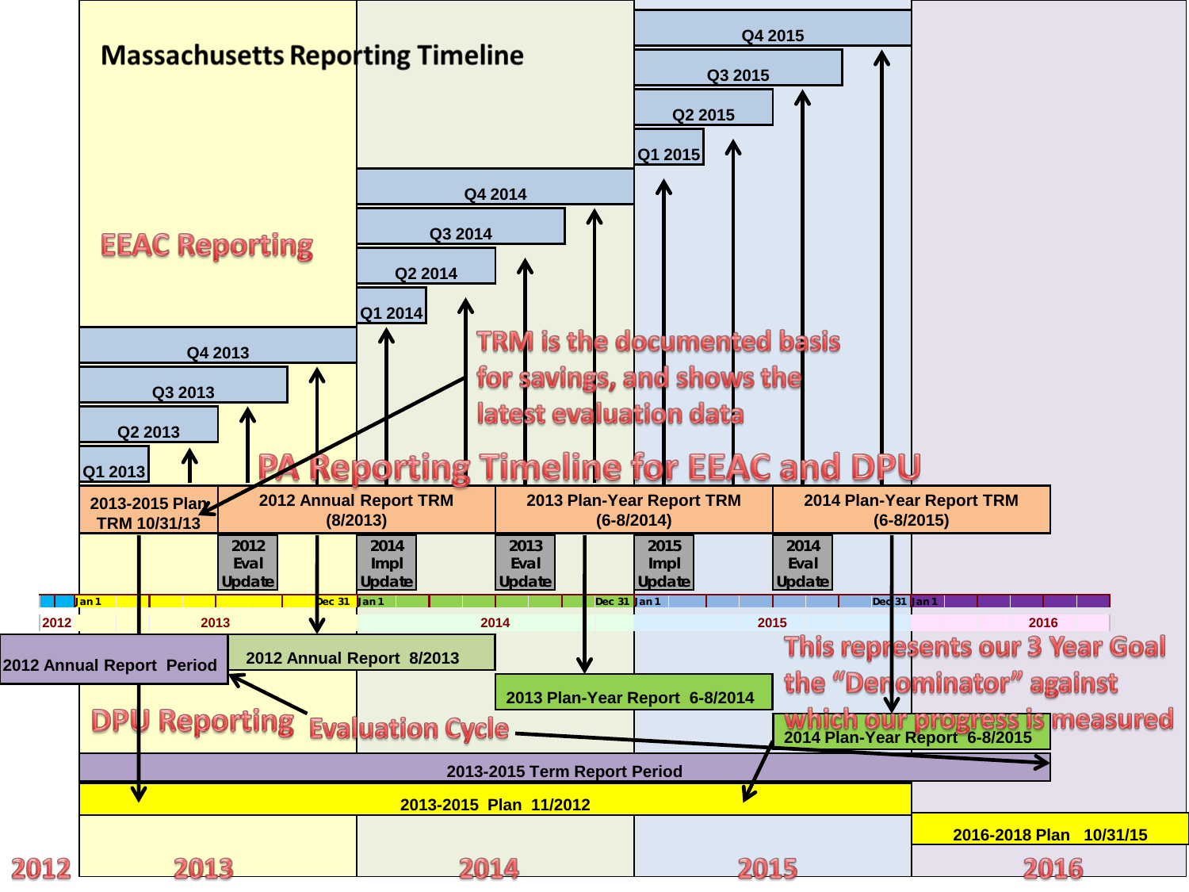# Massachusetts Reporting Timeline

EEAC Reporting

Q1 2013
Q2 2013
Q3 2013
Q4 2013
Q1 2014
Q2 2014
Q3 2014
Q4 2014
Q1 2015
Q2 2015
Q3 2015
Q4 2015

TRM is the documented basis for savings, and shows the latest evaluation data

PA Reporting Timeline for EEAC and DPU

2013-2015 Plan TRM 10/31/13

2012 Annual Report TRM (8/2013)

2013 Plan-Year Report TRM (6-8/2014)

2014 Plan-Year Report TRM (6-8/2015)

2012 Eval Update

2014 Impl Update

2013 Eval Update

2015 Impl Update

2014 Eval Update

Jan 1
Dec 31
Jan 1
Dec 31
Jan 1
Dec 31
Jan 1

2012
2013
2014
2015
2016

2012 Annual Report Period

2012 Annual Report 8/2013

2013 Plan-Year Report 6-8/2014

This represents our 3 Year Goal the "Denominator" against which our progress is measured

2014 Plan-Year Report 6-8/2015

DPU Reporting

Evaluation Cycle

2013-2015 Term Report Period

2013-2015 Plan 11/2012

2016-2018 Plan 10/31/15

2012
2013
2014
2015
2016